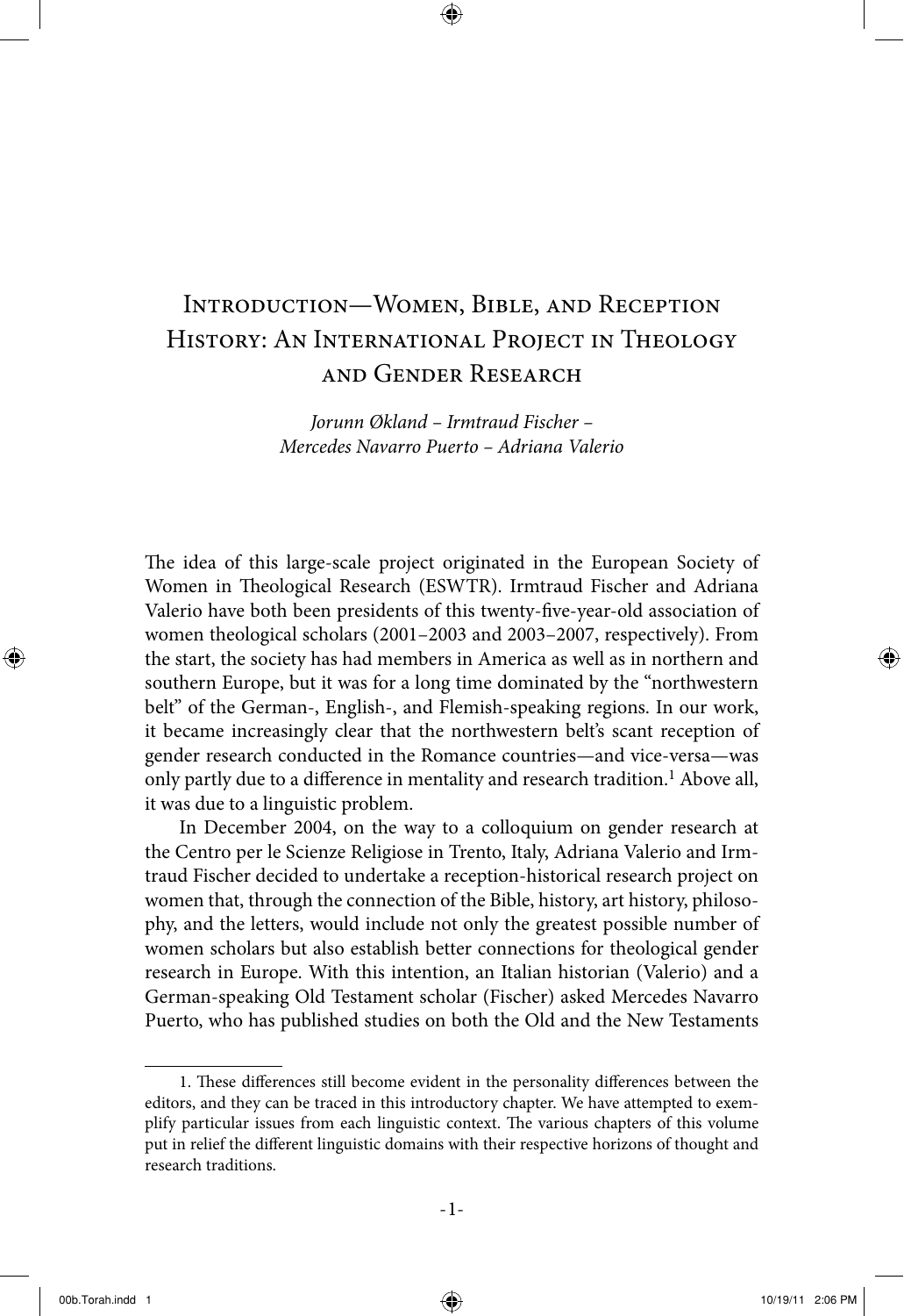# Introduction—Women, Bible, and Reception History: An International Project in Theology and Gender Research

*Jorunn Økland – Irmtraud Fischer – Mercedes Navarro Puerto – Adriana Valerio*

The idea of this large-scale project originated in the European Society of Women in Theological Research (ESWTR). Irmtraud Fischer and Adriana Valerio have both been presidents of this twenty-five-year-old association of women theological scholars (2001–2003 and 2003–2007, respectively). From the start, the society has had members in America as well as in northern and southern Europe, but it was for a long time dominated by the "northwestern belt" of the German-, English-, and Flemish-speaking regions. In our work, it became increasingly clear that the northwestern belt's scant reception of gender research conducted in the Romance countries—and vice-versa—was only partly due to a difference in mentality and research tradition.[1] Above all, it was due to a linguistic problem.

In December 2004, on the way to a colloquium on gender research at the Centro per le Scienze Religiose in Trento, Italy, Adriana Valerio and Irmtraud Fischer decided to undertake a reception-historical research project on women that, through the connection of the Bible, history, art history, philosophy, and the letters, would include not only the greatest possible number of women scholars but also establish better connections for theological gender research in Europe. With this intention, an Italian historian (Valerio) and a German-speaking Old Testament scholar (Fischer) asked Mercedes Navarro Puerto, who has published studies on both the Old and the New Testaments

1. These differences still become evident in the personality differences between the editors, and they can be traced in this introductory chapter. We have attempted to exemplify particular issues from each linguistic context. The various chapters of this volume put in relief the different linguistic domains with their respective horizons of thought and research traditions.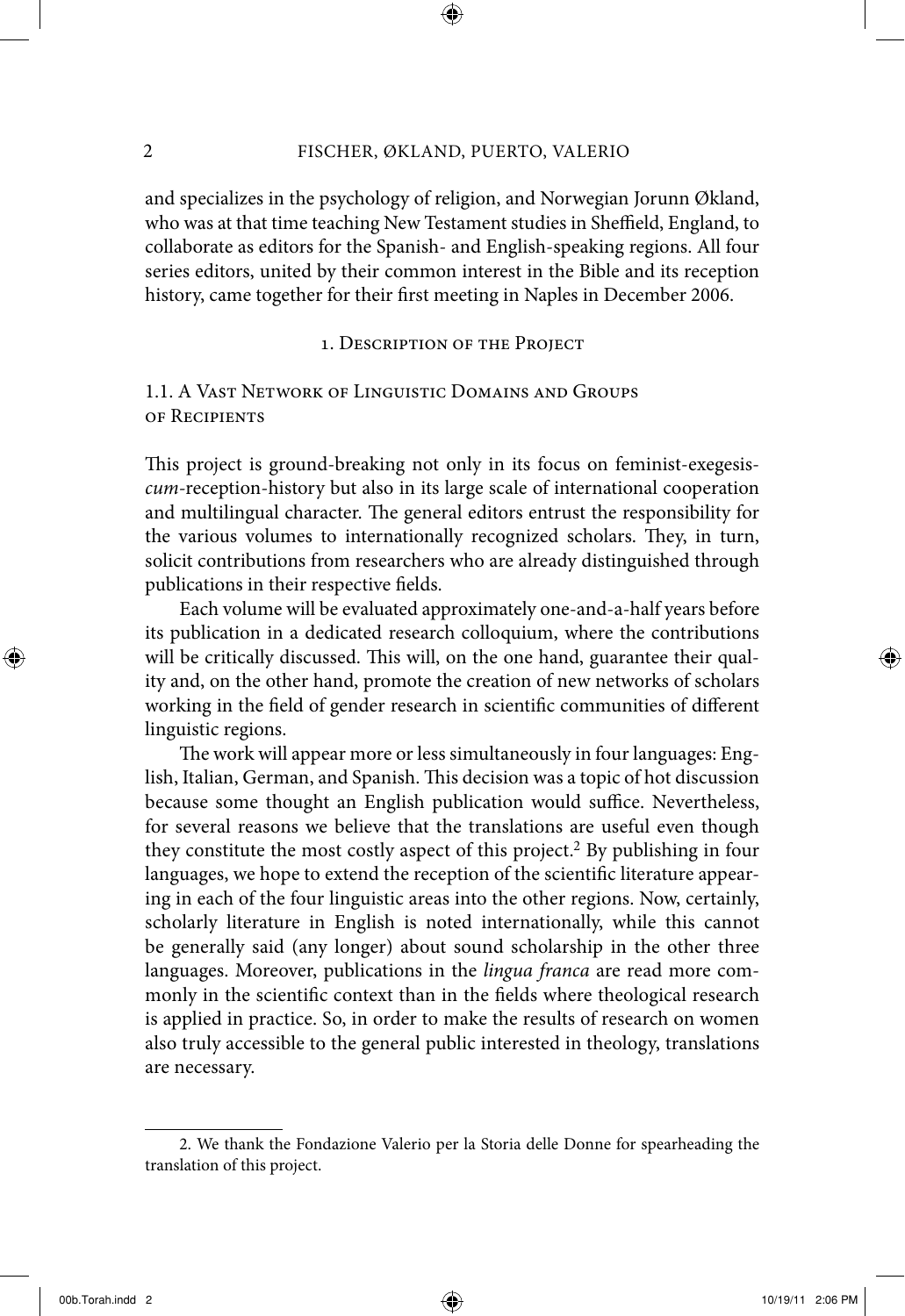and specializes in the psychology of religion, and Norwegian Jorunn Økland, who was at that time teaching New Testament studies in Sheffield, England, to collaborate as editors for the Spanish- and English-speaking regions. All four series editors, united by their common interest in the Bible and its reception history, came together for their first meeting in Naples in December 2006.

## 1. Description of the Project

### 1.1. A Vast Network of Linguistic Domains and Groups of Recipients

This project is ground-breaking not only in its focus on feminist-exegesis-*cum*-reception-history but also in its large scale of international cooperation and multilingual character. The general editors entrust the responsibility for the various volumes to internationally recognized scholars. They, in turn, solicit contributions from researchers who are already distinguished through publications in their respective fields.

Each volume will be evaluated approximately one-and-a-half years before its publication in a dedicated research colloquium, where the contributions will be critically discussed. This will, on the one hand, guarantee their quality and, on the other hand, promote the creation of new networks of scholars working in the field of gender research in scientific communities of different linguistic regions.

The work will appear more or less simultaneously in four languages: English, Italian, German, and Spanish. This decision was a topic of hot discussion because some thought an English publication would suffice. Nevertheless, for several reasons we believe that the translations are useful even though they constitute the most costly aspect of this project.[2] By publishing in four languages, we hope to extend the reception of the scientific literature appearing in each of the four linguistic areas into the other regions. Now, certainly, scholarly literature in English is noted internationally, while this cannot be generally said (any longer) about sound scholarship in the other three languages. Moreover, publications in the *lingua franca* are read more commonly in the scientific context than in the fields where theological research is applied in practice. So, in order to make the results of research on women also truly accessible to the general public interested in theology, translations are necessary.

---

2. We thank the Fondazione Valerio per la Storia delle Donne for spearheading the translation of this project.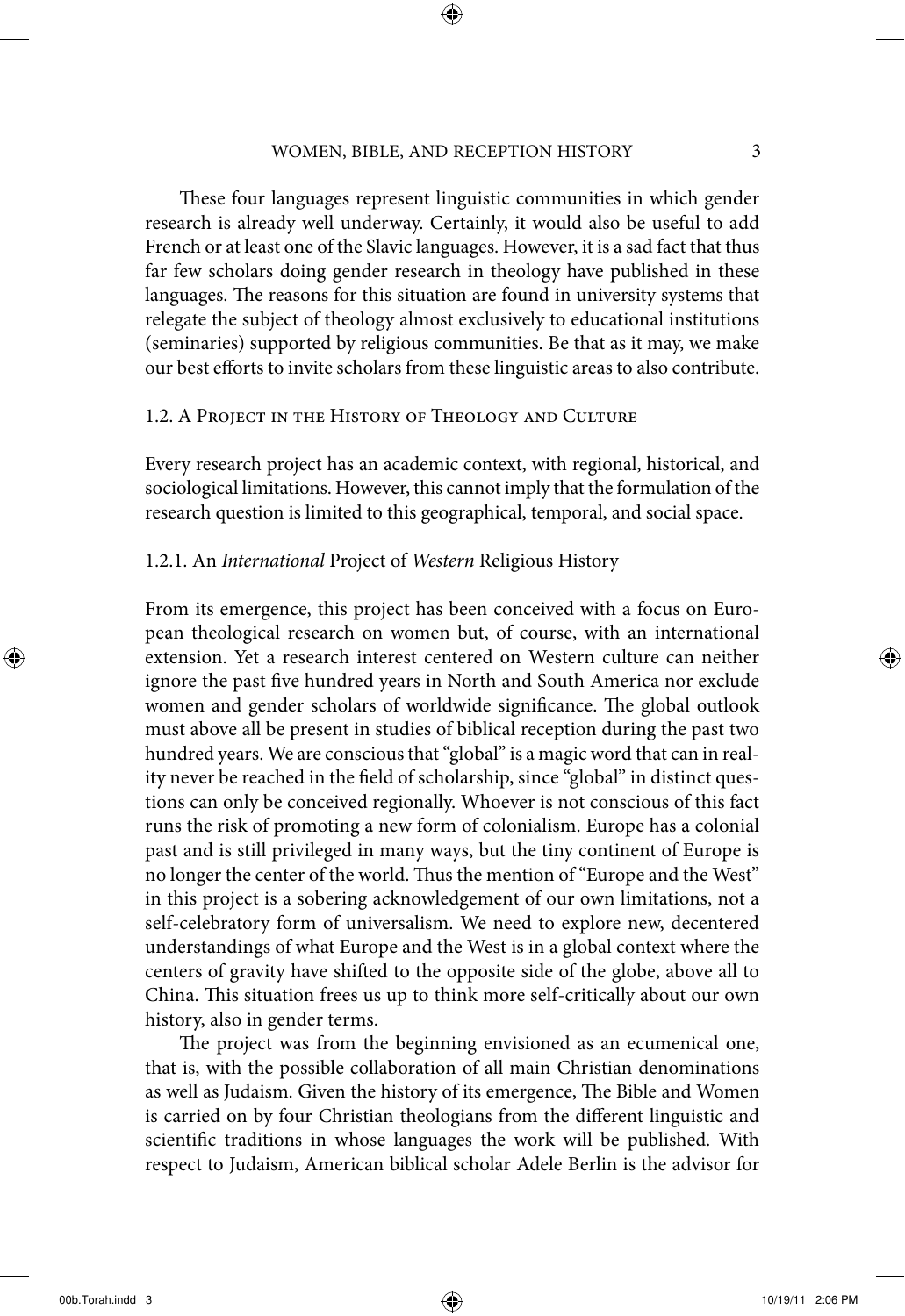These four languages represent linguistic communities in which gender research is already well underway. Certainly, it would also be useful to add French or at least one of the Slavic languages. However, it is a sad fact that thus far few scholars doing gender research in theology have published in these languages. The reasons for this situation are found in university systems that relegate the subject of theology almost exclusively to educational institutions (seminaries) supported by religious communities. Be that as it may, we make our best efforts to invite scholars from these linguistic areas to also contribute.

## 1.2. A Project in the History of Theology and Culture

Every research project has an academic context, with regional, historical, and sociological limitations. However, this cannot imply that the formulation of the research question is limited to this geographical, temporal, and social space.

### 1.2.1. An *International* Project of *Western* Religious History

From its emergence, this project has been conceived with a focus on European theological research on women but, of course, with an international extension. Yet a research interest centered on Western culture can neither ignore the past five hundred years in North and South America nor exclude women and gender scholars of worldwide significance. The global outlook must above all be present in studies of biblical reception during the past two hundred years. We are conscious that "global" is a magic word that can in reality never be reached in the field of scholarship, since "global" in distinct questions can only be conceived regionally. Whoever is not conscious of this fact runs the risk of promoting a new form of colonialism. Europe has a colonial past and is still privileged in many ways, but the tiny continent of Europe is no longer the center of the world. Thus the mention of "Europe and the West" in this project is a sobering acknowledgement of our own limitations, not a self-celebratory form of universalism. We need to explore new, decentered understandings of what Europe and the West is in a global context where the centers of gravity have shifted to the opposite side of the globe, above all to China. This situation frees us up to think more self-critically about our own history, also in gender terms.

The project was from the beginning envisioned as an ecumenical one, that is, with the possible collaboration of all main Christian denominations as well as Judaism. Given the history of its emergence, The Bible and Women is carried on by four Christian theologians from the different linguistic and scientific traditions in whose languages the work will be published. With respect to Judaism, American biblical scholar Adele Berlin is the advisor for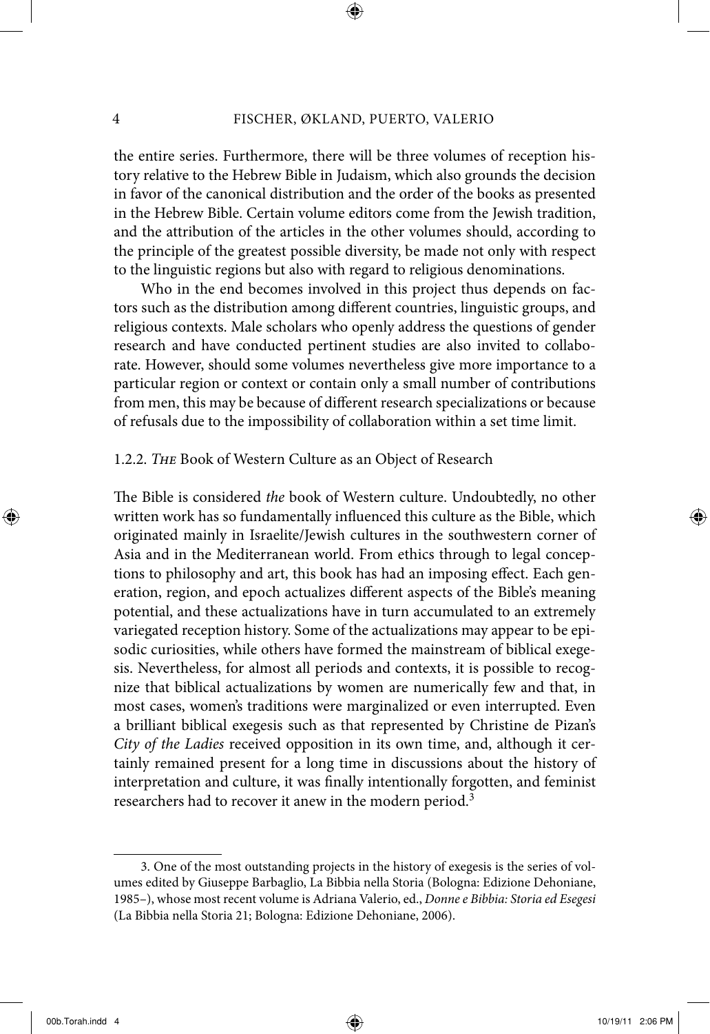the entire series. Furthermore, there will be three volumes of reception history relative to the Hebrew Bible in Judaism, which also grounds the decision in favor of the canonical distribution and the order of the books as presented in the Hebrew Bible. Certain volume editors come from the Jewish tradition, and the attribution of the articles in the other volumes should, according to the principle of the greatest possible diversity, be made not only with respect to the linguistic regions but also with regard to religious denominations.

Who in the end becomes involved in this project thus depends on factors such as the distribution among different countries, linguistic groups, and religious contexts. Male scholars who openly address the questions of gender research and have conducted pertinent studies are also invited to collaborate. However, should some volumes nevertheless give more importance to a particular region or context or contain only a small number of contributions from men, this may be because of different research specializations or because of refusals due to the impossibility of collaboration within a set time limit.

### 1.2.2. *The* Book of Western Culture as an Object of Research

The Bible is considered *the* book of Western culture. Undoubtedly, no other written work has so fundamentally influenced this culture as the Bible, which originated mainly in Israelite/Jewish cultures in the southwestern corner of Asia and in the Mediterranean world. From ethics through to legal conceptions to philosophy and art, this book has had an imposing effect. Each generation, region, and epoch actualizes different aspects of the Bible's meaning potential, and these actualizations have in turn accumulated to an extremely variegated reception history. Some of the actualizations may appear to be episodic curiosities, while others have formed the mainstream of biblical exegesis. Nevertheless, for almost all periods and contexts, it is possible to recognize that biblical actualizations by women are numerically few and that, in most cases, women's traditions were marginalized or even interrupted. Even a brilliant biblical exegesis such as that represented by Christine de Pizan's *City of the Ladies* received opposition in its own time, and, although it certainly remained present for a long time in discussions about the history of interpretation and culture, it was finally intentionally forgotten, and feminist researchers had to recover it anew in the modern period.[3]

---

3. One of the most outstanding projects in the history of exegesis is the series of volumes edited by Giuseppe Barbaglio, La Bibbia nella Storia (Bologna: Edizione Dehoniane, 1985–), whose most recent volume is Adriana Valerio, ed., *Donne e Bibbia: Storia ed Esegesi* (La Bibbia nella Storia 21; Bologna: Edizione Dehoniane, 2006).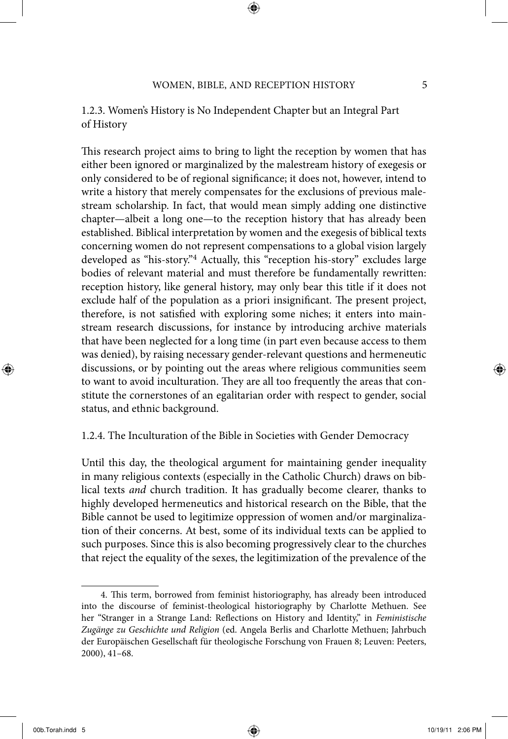### 1.2.3. Women's History is No Independent Chapter but an Integral Part of History

This research project aims to bring to light the reception by women that has either been ignored or marginalized by the malestream history of exegesis or only considered to be of regional significance; it does not, however, intend to write a history that merely compensates for the exclusions of previous malestream scholarship. In fact, that would mean simply adding one distinctive chapter—albeit a long one—to the reception history that has already been established. Biblical interpretation by women and the exegesis of biblical texts concerning women do not represent compensations to a global vision largely developed as "his-story."[4] Actually, this "reception his-story" excludes large bodies of relevant material and must therefore be fundamentally rewritten: reception history, like general history, may only bear this title if it does not exclude half of the population as a priori insignificant. The present project, therefore, is not satisfied with exploring some niches; it enters into mainstream research discussions, for instance by introducing archive materials that have been neglected for a long time (in part even because access to them was denied), by raising necessary gender-relevant questions and hermeneutic discussions, or by pointing out the areas where religious communities seem to want to avoid inculturation. They are all too frequently the areas that constitute the cornerstones of an egalitarian order with respect to gender, social status, and ethnic background.

### 1.2.4. The Inculturation of the Bible in Societies with Gender Democracy

Until this day, the theological argument for maintaining gender inequality in many religious contexts (especially in the Catholic Church) draws on biblical texts *and* church tradition. It has gradually become clearer, thanks to highly developed hermeneutics and historical research on the Bible, that the Bible cannot be used to legitimize oppression of women and/or marginalization of their concerns. At best, some of its individual texts can be applied to such purposes. Since this is also becoming progressively clear to the churches that reject the equality of the sexes, the legitimization of the prevalence of the

4. This term, borrowed from feminist historiography, has already been introduced into the discourse of feminist-theological historiography by Charlotte Methuen. See her "Stranger in a Strange Land: Reflections on History and Identity," in *Feministische Zugänge zu Geschichte und Religion* (ed. Angela Berlis and Charlotte Methuen; Jahrbuch der Europäischen Gesellschaft für theologische Forschung von Frauen 8; Leuven: Peeters, 2000), 41–68.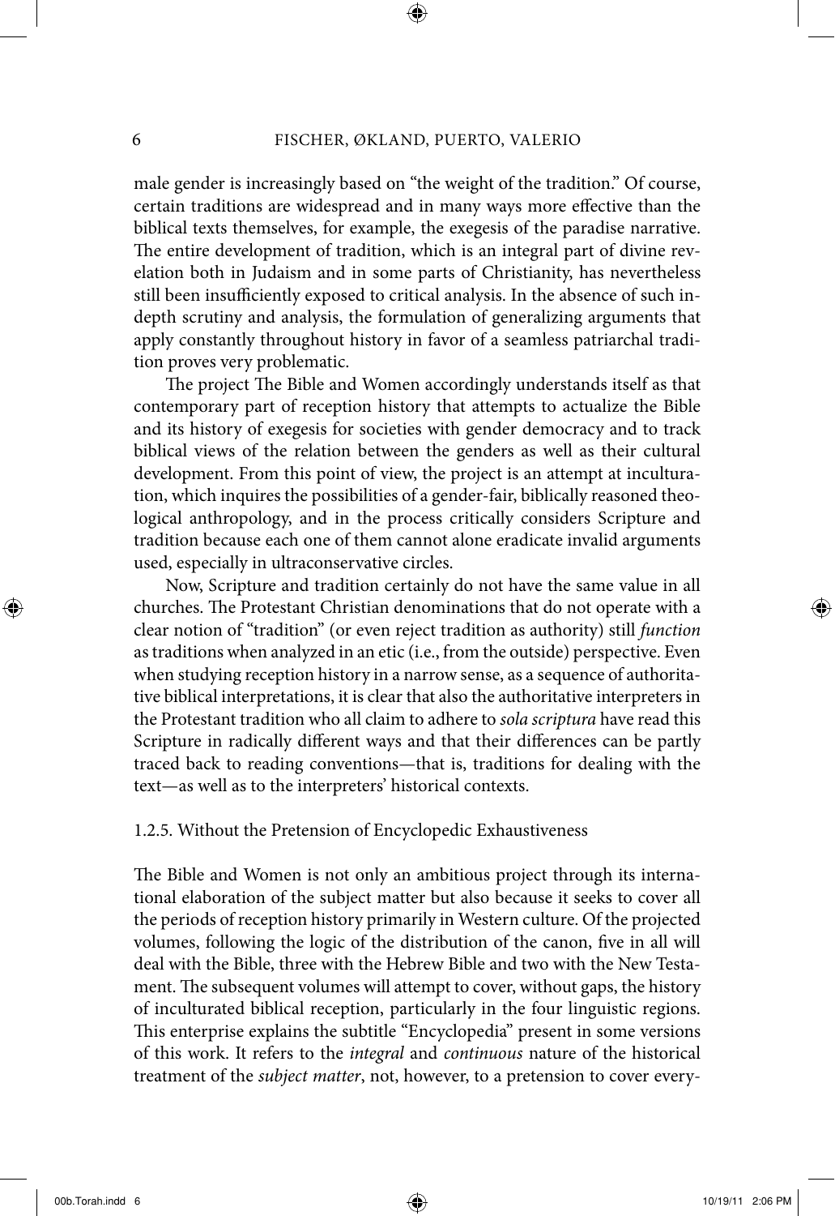male gender is increasingly based on "the weight of the tradition." Of course, certain traditions are widespread and in many ways more effective than the biblical texts themselves, for example, the exegesis of the paradise narrative. The entire development of tradition, which is an integral part of divine revelation both in Judaism and in some parts of Christianity, has nevertheless still been insufficiently exposed to critical analysis. In the absence of such in-depth scrutiny and analysis, the formulation of generalizing arguments that apply constantly throughout history in favor of a seamless patriarchal tradition proves very problematic.

The project The Bible and Women accordingly understands itself as that contemporary part of reception history that attempts to actualize the Bible and its history of exegesis for societies with gender democracy and to track biblical views of the relation between the genders as well as their cultural development. From this point of view, the project is an attempt at inculturation, which inquires the possibilities of a gender-fair, biblically reasoned theological anthropology, and in the process critically considers Scripture and tradition because each one of them cannot alone eradicate invalid arguments used, especially in ultraconservative circles.

Now, Scripture and tradition certainly do not have the same value in all churches. The Protestant Christian denominations that do not operate with a clear notion of "tradition" (or even reject tradition as authority) still *function* as traditions when analyzed in an etic (i.e., from the outside) perspective. Even when studying reception history in a narrow sense, as a sequence of authoritative biblical interpretations, it is clear that also the authoritative interpreters in the Protestant tradition who all claim to adhere to *sola scriptura* have read this Scripture in radically different ways and that their differences can be partly traced back to reading conventions—that is, traditions for dealing with the text—as well as to the interpreters' historical contexts.

### 1.2.5. Without the Pretension of Encyclopedic Exhaustiveness

The Bible and Women is not only an ambitious project through its international elaboration of the subject matter but also because it seeks to cover all the periods of reception history primarily in Western culture. Of the projected volumes, following the logic of the distribution of the canon, five in all will deal with the Bible, three with the Hebrew Bible and two with the New Testament. The subsequent volumes will attempt to cover, without gaps, the history of inculturated biblical reception, particularly in the four linguistic regions. This enterprise explains the subtitle "Encyclopedia" present in some versions of this work. It refers to the *integral* and *continuous* nature of the historical treatment of the *subject matter*, not, however, to a pretension to cover every-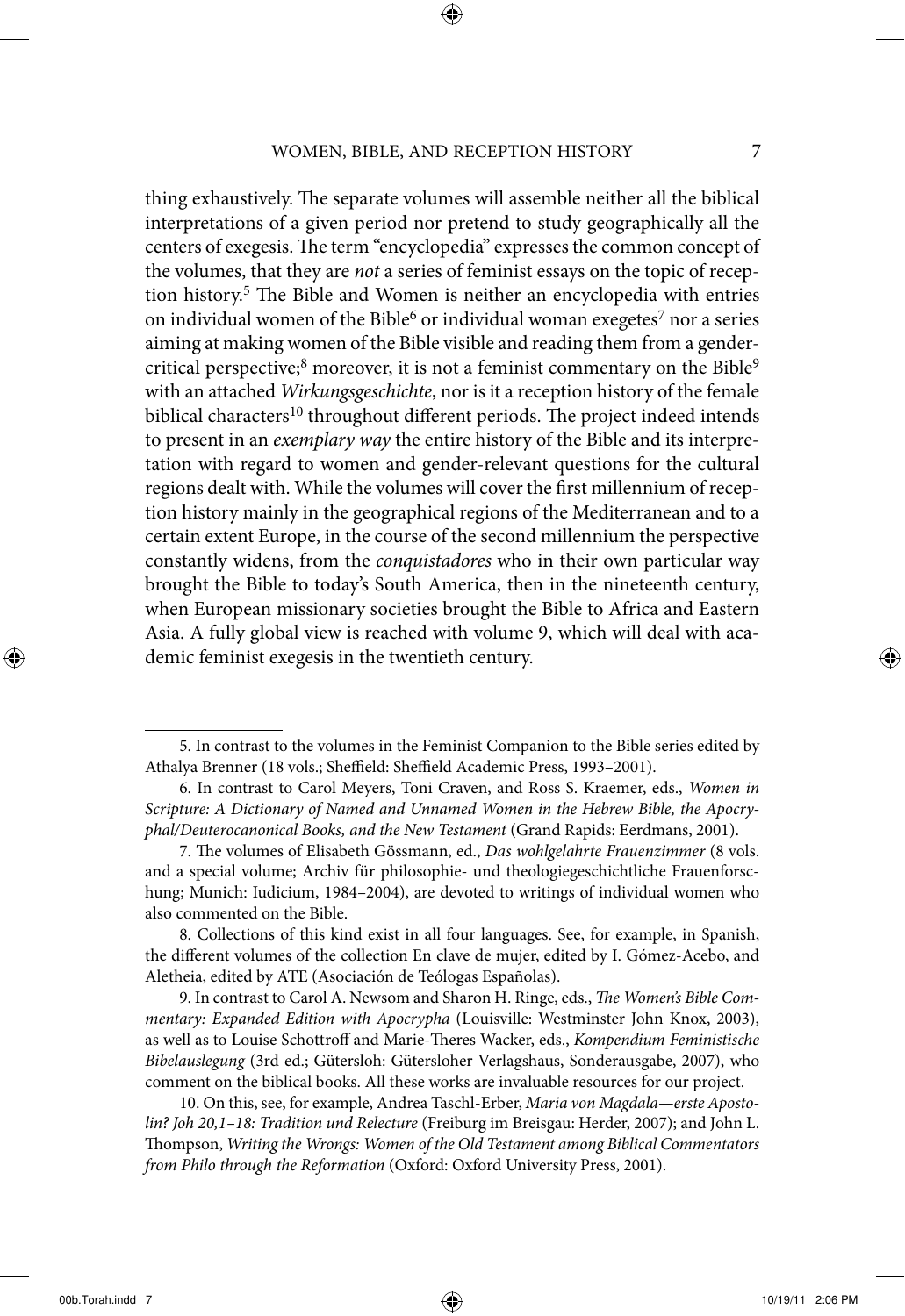thing exhaustively. The separate volumes will assemble neither all the biblical interpretations of a given period nor pretend to study geographically all the centers of exegesis. The term "encyclopedia" expresses the common concept of the volumes, that they are *not* a series of feminist essays on the topic of reception history.[5] The Bible and Women is neither an encyclopedia with entries on individual women of the Bible[6] or individual woman exegetes[7] nor a series aiming at making women of the Bible visible and reading them from a gender-critical perspective;[8] moreover, it is not a feminist commentary on the Bible[9] with an attached *Wirkungsgeschichte*, nor is it a reception history of the female biblical characters[10] throughout different periods. The project indeed intends to present in an *exemplary way* the entire history of the Bible and its interpretation with regard to women and gender-relevant questions for the cultural regions dealt with. While the volumes will cover the first millennium of reception history mainly in the geographical regions of the Mediterranean and to a certain extent Europe, in the course of the second millennium the perspective constantly widens, from the *conquistadores* who in their own particular way brought the Bible to today's South America, then in the nineteenth century, when European missionary societies brought the Bible to Africa and Eastern Asia. A fully global view is reached with volume 9, which will deal with academic feminist exegesis in the twentieth century.

---

5. In contrast to the volumes in the Feminist Companion to the Bible series edited by Athalya Brenner (18 vols.; Sheffield: Sheffield Academic Press, 1993–2001).

6. In contrast to Carol Meyers, Toni Craven, and Ross S. Kraemer, eds., *Women in Scripture: A Dictionary of Named and Unnamed Women in the Hebrew Bible, the Apocryphal/Deuterocanonical Books, and the New Testament* (Grand Rapids: Eerdmans, 2001).

7. The volumes of Elisabeth Gössmann, ed., *Das wohlgelahrte Frauenzimmer* (8 vols. and a special volume; Archiv für philosophie- und theologiegeschichtliche Frauenforschung; Munich: Iudicium, 1984–2004), are devoted to writings of individual women who also commented on the Bible.

8. Collections of this kind exist in all four languages. See, for example, in Spanish, the different volumes of the collection En clave de mujer, edited by I. Gómez-Acebo, and Aletheia, edited by ATE (Asociación de Teólogas Españolas).

9. In contrast to Carol A. Newsom and Sharon H. Ringe, eds., *The Women's Bible Commentary: Expanded Edition with Apocrypha* (Louisville: Westminster John Knox, 2003), as well as to Louise Schottroff and Marie-Theres Wacker, eds., *Kompendium Feministische Bibelauslegung* (3rd ed.; Gütersloh: Gütersloher Verlagshaus, Sonderausgabe, 2007), who comment on the biblical books. All these works are invaluable resources for our project.

10. On this, see, for example, Andrea Taschl-Erber, *Maria von Magdala—erste Apostolin? Joh 20,1–18: Tradition und Relecture* (Freiburg im Breisgau: Herder, 2007); and John L. Thompson, *Writing the Wrongs: Women of the Old Testament among Biblical Commentators from Philo through the Reformation* (Oxford: Oxford University Press, 2001).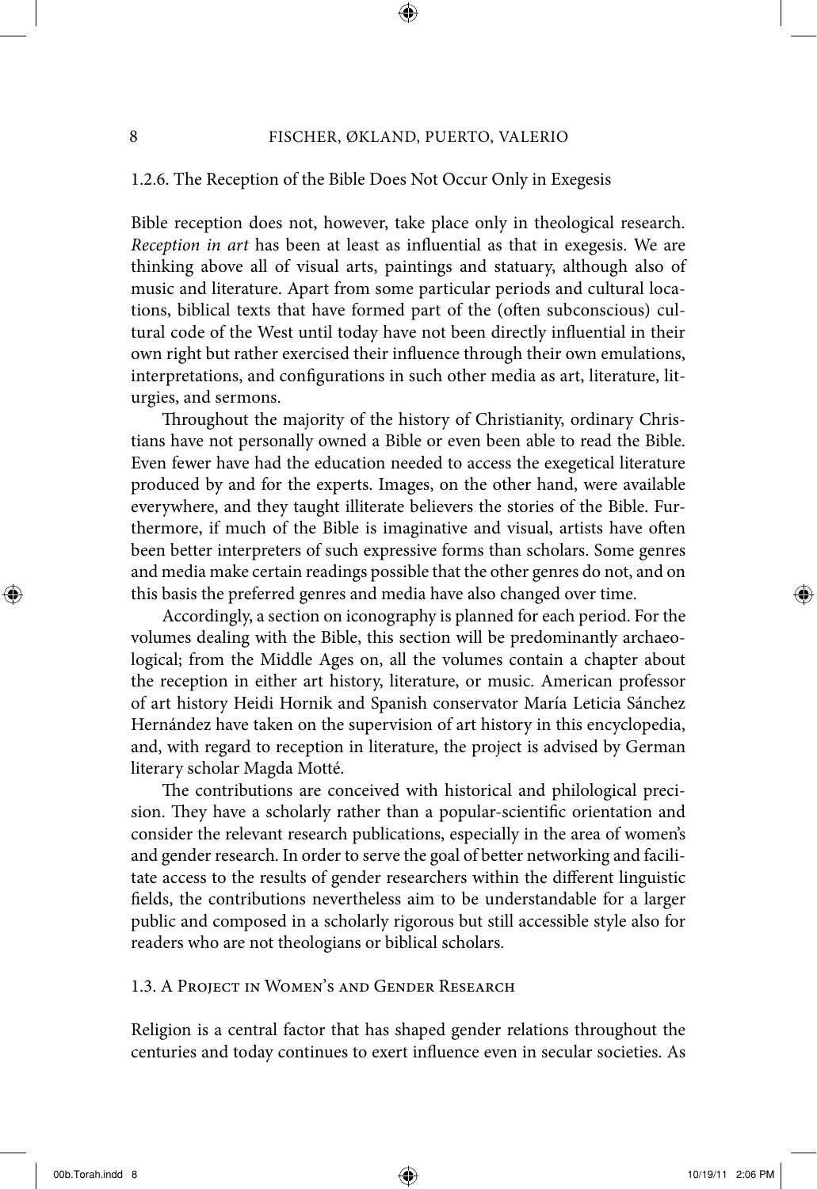### 1.2.6. The Reception of the Bible Does Not Occur Only in Exegesis

Bible reception does not, however, take place only in theological research. *Reception in art* has been at least as influential as that in exegesis. We are thinking above all of visual arts, paintings and statuary, although also of music and literature. Apart from some particular periods and cultural locations, biblical texts that have formed part of the (often subconscious) cultural code of the West until today have not been directly influential in their own right but rather exercised their influence through their own emulations, interpretations, and configurations in such other media as art, literature, liturgies, and sermons.

Throughout the majority of the history of Christianity, ordinary Christians have not personally owned a Bible or even been able to read the Bible. Even fewer have had the education needed to access the exegetical literature produced by and for the experts. Images, on the other hand, were available everywhere, and they taught illiterate believers the stories of the Bible. Furthermore, if much of the Bible is imaginative and visual, artists have often been better interpreters of such expressive forms than scholars. Some genres and media make certain readings possible that the other genres do not, and on this basis the preferred genres and media have also changed over time.

Accordingly, a section on iconography is planned for each period. For the volumes dealing with the Bible, this section will be predominantly archaeological; from the Middle Ages on, all the volumes contain a chapter about the reception in either art history, literature, or music. American professor of art history Heidi Hornik and Spanish conservator María Leticia Sánchez Hernández have taken on the supervision of art history in this encyclopedia, and, with regard to reception in literature, the project is advised by German literary scholar Magda Motté.

The contributions are conceived with historical and philological precision. They have a scholarly rather than a popular-scientific orientation and consider the relevant research publications, especially in the area of women's and gender research. In order to serve the goal of better networking and facilitate access to the results of gender researchers within the different linguistic fields, the contributions nevertheless aim to be understandable for a larger public and composed in a scholarly rigorous but still accessible style also for readers who are not theologians or biblical scholars.

## 1.3. A Project in Women's and Gender Research

Religion is a central factor that has shaped gender relations throughout the centuries and today continues to exert influence even in secular societies. As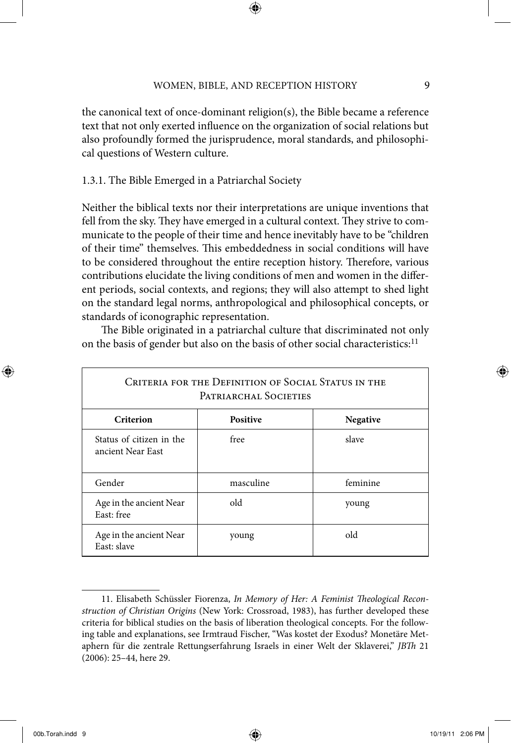the canonical text of once-dominant religion(s), the Bible became a reference text that not only exerted influence on the organization of social relations but also profoundly formed the jurisprudence, moral standards, and philosophical questions of Western culture.

### 1.3.1. The Bible Emerged in a Patriarchal Society

Neither the biblical texts nor their interpretations are unique inventions that fell from the sky. They have emerged in a cultural context. They strive to communicate to the people of their time and hence inevitably have to be "children of their time" themselves. This embeddedness in social conditions will have to be considered throughout the entire reception history. Therefore, various contributions elucidate the living conditions of men and women in the different periods, social contexts, and regions; they will also attempt to shed light on the standard legal norms, anthropological and philosophical concepts, or standards of iconographic representation.

The Bible originated in a patriarchal culture that discriminated not only on the basis of gender but also on the basis of other social characteristics:[11]

| Criteria for the Definition of Social Status in the Patriarchal Societies | | |
|---|---|---|
| **Criterion** | **Positive** | **Negative** |
| Status of citizen in the ancient Near East | free | slave |
| Gender | masculine | feminine |
| Age in the ancient Near East: free | old | young |
| Age in the ancient Near East: slave | young | old |

11. Elisabeth Schüssler Fiorenza, *In Memory of Her: A Feminist Theological Reconstruction of Christian Origins* (New York: Crossroad, 1983), has further developed these criteria for biblical studies on the basis of liberation theological concepts. For the following table and explanations, see Irmtraud Fischer, "Was kostet der Exodus? Monetäre Metaphern für die zentrale Rettungserfahrung Israels in einer Welt der Sklaverei," *JBTh* 21 (2006): 25–44, here 29.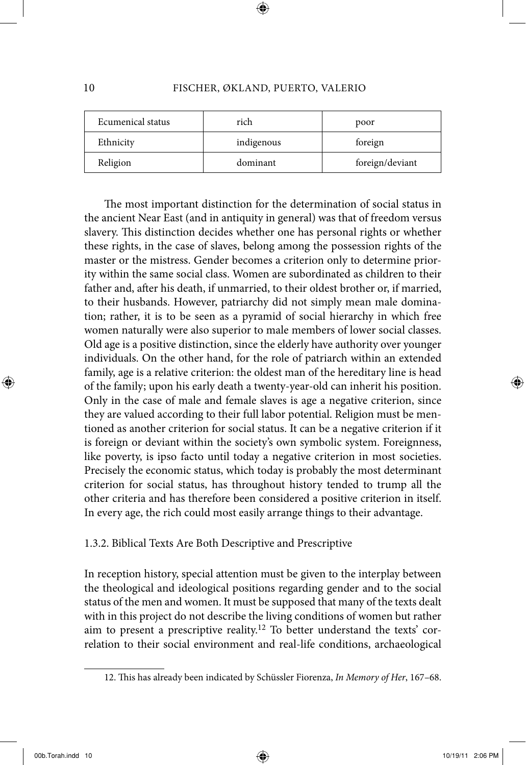| | | |
|---|---|---|
| Ecumenical status | rich | poor |
| Ethnicity | indigenous | foreign |
| Religion | dominant | foreign/deviant |

The most important distinction for the determination of social status in the ancient Near East (and in antiquity in general) was that of freedom versus slavery. This distinction decides whether one has personal rights or whether these rights, in the case of slaves, belong among the possession rights of the master or the mistress. Gender becomes a criterion only to determine priority within the same social class. Women are subordinated as children to their father and, after his death, if unmarried, to their oldest brother or, if married, to their husbands. However, patriarchy did not simply mean male domination; rather, it is to be seen as a pyramid of social hierarchy in which free women naturally were also superior to male members of lower social classes. Old age is a positive distinction, since the elderly have authority over younger individuals. On the other hand, for the role of patriarch within an extended family, age is a relative criterion: the oldest man of the hereditary line is head of the family; upon his early death a twenty-year-old can inherit his position. Only in the case of male and female slaves is age a negative criterion, since they are valued according to their full labor potential. Religion must be mentioned as another criterion for social status. It can be a negative criterion if it is foreign or deviant within the society's own symbolic system. Foreignness, like poverty, is ipso facto until today a negative criterion in most societies. Precisely the economic status, which today is probably the most determinant criterion for social status, has throughout history tended to trump all the other criteria and has therefore been considered a positive criterion in itself. In every age, the rich could most easily arrange things to their advantage.

1.3.2. Biblical Texts Are Both Descriptive and Prescriptive

In reception history, special attention must be given to the interplay between the theological and ideological positions regarding gender and to the social status of the men and women. It must be supposed that many of the texts dealt with in this project do not describe the living conditions of women but rather aim to present a prescriptive reality.[12] To better understand the texts' correlation to their social environment and real-life conditions, archaeological

---

12. This has already been indicated by Schüssler Fiorenza, *In Memory of Her*, 167–68.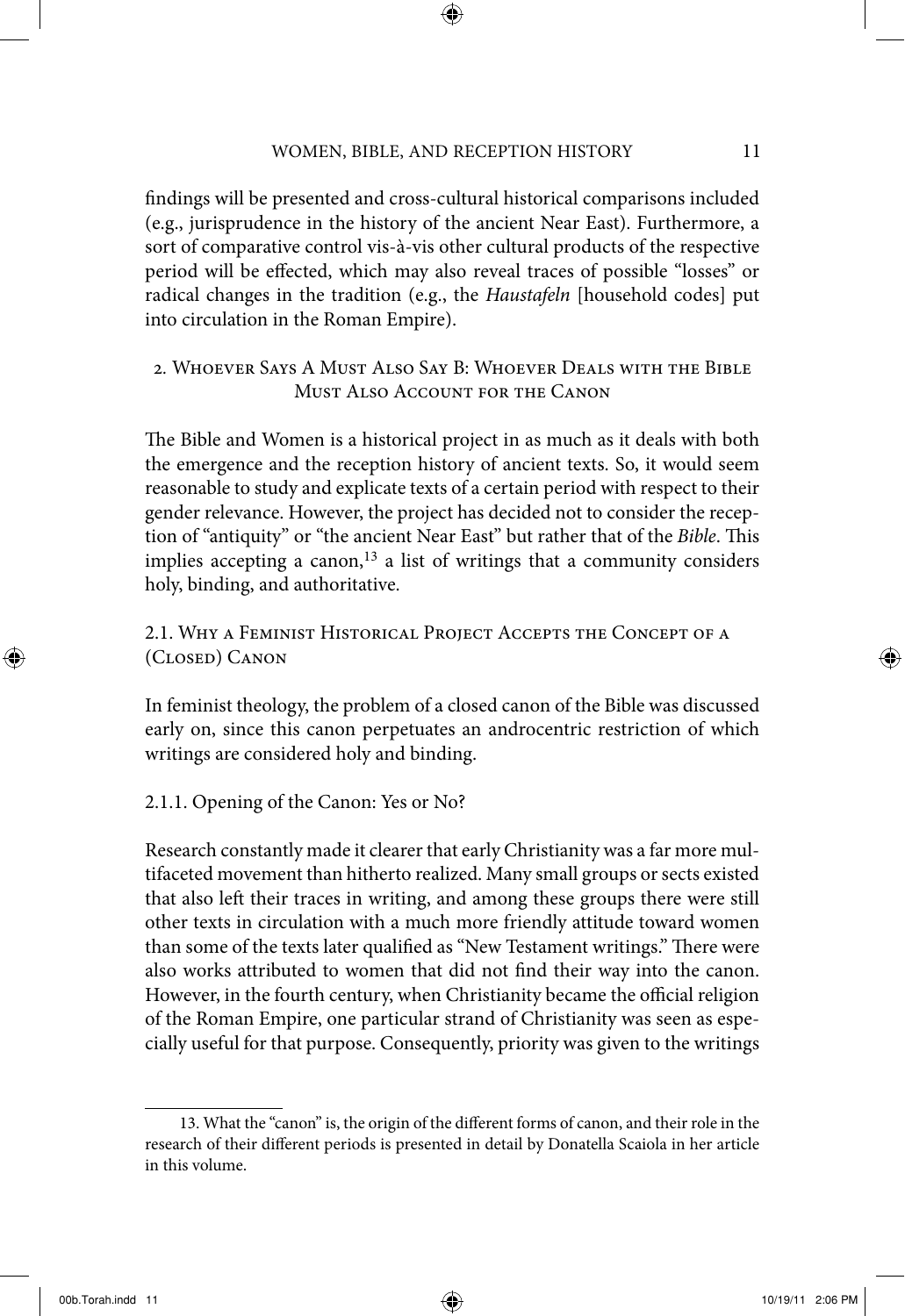findings will be presented and cross-cultural historical comparisons included (e.g., jurisprudence in the history of the ancient Near East). Furthermore, a sort of comparative control vis-à-vis other cultural products of the respective period will be effected, which may also reveal traces of possible "losses" or radical changes in the tradition (e.g., the *Haustafeln* [household codes] put into circulation in the Roman Empire).

## 2. Whoever Says A Must Also Say B: Whoever Deals with the Bible Must Also Account for the Canon

The Bible and Women is a historical project in as much as it deals with both the emergence and the reception history of ancient texts. So, it would seem reasonable to study and explicate texts of a certain period with respect to their gender relevance. However, the project has decided not to consider the reception of "antiquity" or "the ancient Near East" but rather that of the *Bible*. This implies accepting a canon,[13] a list of writings that a community considers holy, binding, and authoritative.

### 2.1. Why a Feminist Historical Project Accepts the Concept of a (Closed) Canon

In feminist theology, the problem of a closed canon of the Bible was discussed early on, since this canon perpetuates an androcentric restriction of which writings are considered holy and binding.

#### 2.1.1. Opening of the Canon: Yes or No?

Research constantly made it clearer that early Christianity was a far more multifaceted movement than hitherto realized. Many small groups or sects existed that also left their traces in writing, and among these groups there were still other texts in circulation with a much more friendly attitude toward women than some of the texts later qualified as "New Testament writings." There were also works attributed to women that did not find their way into the canon. However, in the fourth century, when Christianity became the official religion of the Roman Empire, one particular strand of Christianity was seen as especially useful for that purpose. Consequently, priority was given to the writings

---

13. What the "canon" is, the origin of the different forms of canon, and their role in the research of their different periods is presented in detail by Donatella Scaiola in her article in this volume.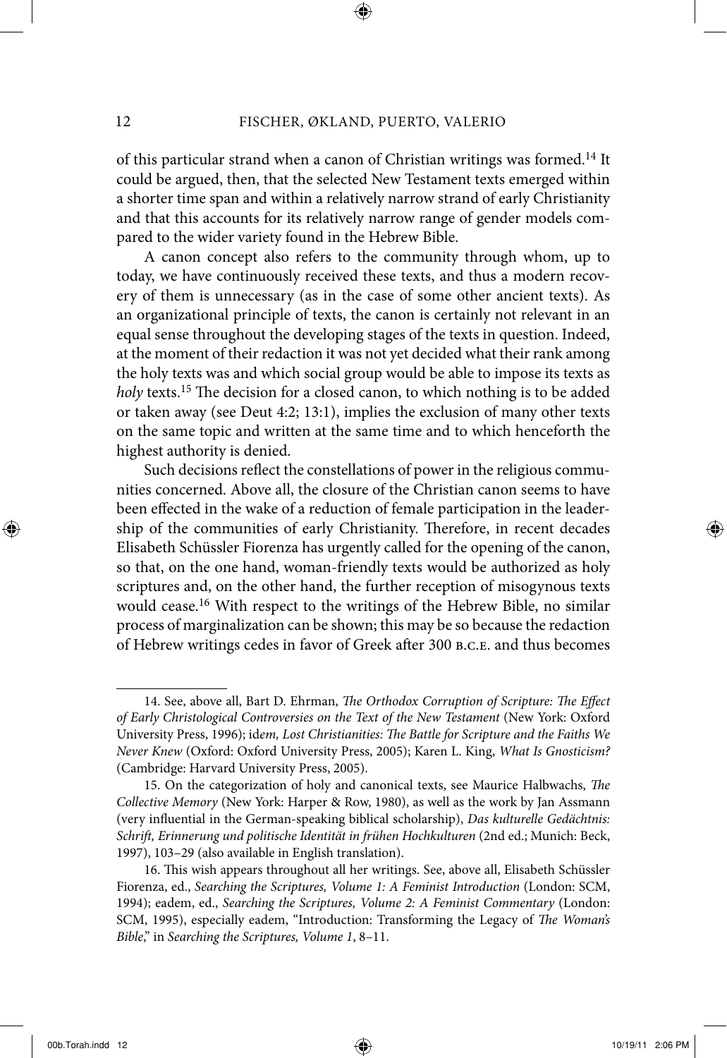of this particular strand when a canon of Christian writings was formed.[14] It could be argued, then, that the selected New Testament texts emerged within a shorter time span and within a relatively narrow strand of early Christianity and that this accounts for its relatively narrow range of gender models compared to the wider variety found in the Hebrew Bible.

A canon concept also refers to the community through whom, up to today, we have continuously received these texts, and thus a modern recovery of them is unnecessary (as in the case of some other ancient texts). As an organizational principle of texts, the canon is certainly not relevant in an equal sense throughout the developing stages of the texts in question. Indeed, at the moment of their redaction it was not yet decided what their rank among the holy texts was and which social group would be able to impose its texts as *holy* texts.[15] The decision for a closed canon, to which nothing is to be added or taken away (see Deut 4:2; 13:1), implies the exclusion of many other texts on the same topic and written at the same time and to which henceforth the highest authority is denied.

Such decisions reflect the constellations of power in the religious communities concerned. Above all, the closure of the Christian canon seems to have been effected in the wake of a reduction of female participation in the leadership of the communities of early Christianity. Therefore, in recent decades Elisabeth Schüssler Fiorenza has urgently called for the opening of the canon, so that, on the one hand, woman-friendly texts would be authorized as holy scriptures and, on the other hand, the further reception of misogynous texts would cease.[16] With respect to the writings of the Hebrew Bible, no similar process of marginalization can be shown; this may be so because the redaction of Hebrew writings cedes in favor of Greek after 300 B.C.E. and thus becomes

---

14. See, above all, Bart D. Ehrman, *The Orthodox Corruption of Scripture: The Effect of Early Christological Controversies on the Text of the New Testament* (New York: Oxford University Press, 1996); id*em, Lost Christianities: The Battle for Scripture and the Faiths We Never Knew* (Oxford: Oxford University Press, 2005); Karen L. King, *What Is Gnosticism?* (Cambridge: Harvard University Press, 2005).

15. On the categorization of holy and canonical texts, see Maurice Halbwachs, *The Collective Memory* (New York: Harper & Row, 1980), as well as the work by Jan Assmann (very influential in the German-speaking biblical scholarship), *Das kulturelle Gedächtnis: Schrift, Erinnerung und politische Identität in frühen Hochkulturen* (2nd ed.; Munich: Beck, 1997), 103–29 (also available in English translation).

16. This wish appears throughout all her writings. See, above all, Elisabeth Schüssler Fiorenza, ed., *Searching the Scriptures, Volume 1: A Feminist Introduction* (London: SCM, 1994); eadem, ed., *Searching the Scriptures, Volume 2: A Feminist Commentary* (London: SCM, 1995), especially eadem, "Introduction: Transforming the Legacy of *The Woman's Bible*," in *Searching the Scriptures, Volume 1*, 8–11.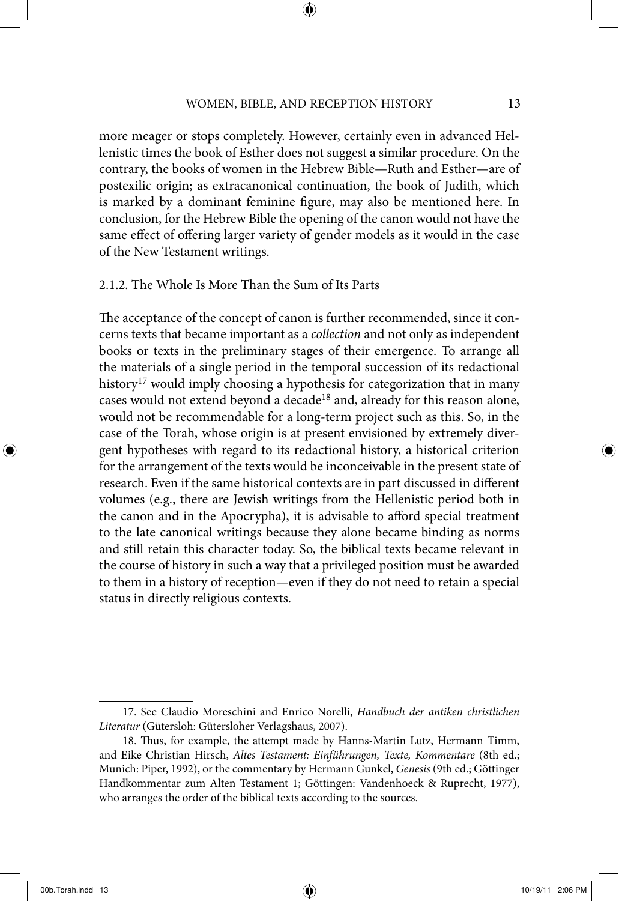more meager or stops completely. However, certainly even in advanced Hellenistic times the book of Esther does not suggest a similar procedure. On the contrary, the books of women in the Hebrew Bible—Ruth and Esther—are of postexilic origin; as extracanonical continuation, the book of Judith, which is marked by a dominant feminine figure, may also be mentioned here. In conclusion, for the Hebrew Bible the opening of the canon would not have the same effect of offering larger variety of gender models as it would in the case of the New Testament writings.

### 2.1.2. The Whole Is More Than the Sum of Its Parts

The acceptance of the concept of canon is further recommended, since it concerns texts that became important as a *collection* and not only as independent books or texts in the preliminary stages of their emergence. To arrange all the materials of a single period in the temporal succession of its redactional history[17] would imply choosing a hypothesis for categorization that in many cases would not extend beyond a decade[18] and, already for this reason alone, would not be recommendable for a long-term project such as this. So, in the case of the Torah, whose origin is at present envisioned by extremely divergent hypotheses with regard to its redactional history, a historical criterion for the arrangement of the texts would be inconceivable in the present state of research. Even if the same historical contexts are in part discussed in different volumes (e.g., there are Jewish writings from the Hellenistic period both in the canon and in the Apocrypha), it is advisable to afford special treatment to the late canonical writings because they alone became binding as norms and still retain this character today. So, the biblical texts became relevant in the course of history in such a way that a privileged position must be awarded to them in a history of reception—even if they do not need to retain a special status in directly religious contexts.

---

17. See Claudio Moreschini and Enrico Norelli, *Handbuch der antiken christlichen Literatur* (Gütersloh: Gütersloher Verlagshaus, 2007).

18. Thus, for example, the attempt made by Hanns-Martin Lutz, Hermann Timm, and Eike Christian Hirsch, *Altes Testament: Einführungen, Texte, Kommentare* (8th ed.; Munich: Piper, 1992), or the commentary by Hermann Gunkel, *Genesis* (9th ed.; Göttinger Handkommentar zum Alten Testament 1; Göttingen: Vandenhoeck & Ruprecht, 1977), who arranges the order of the biblical texts according to the sources.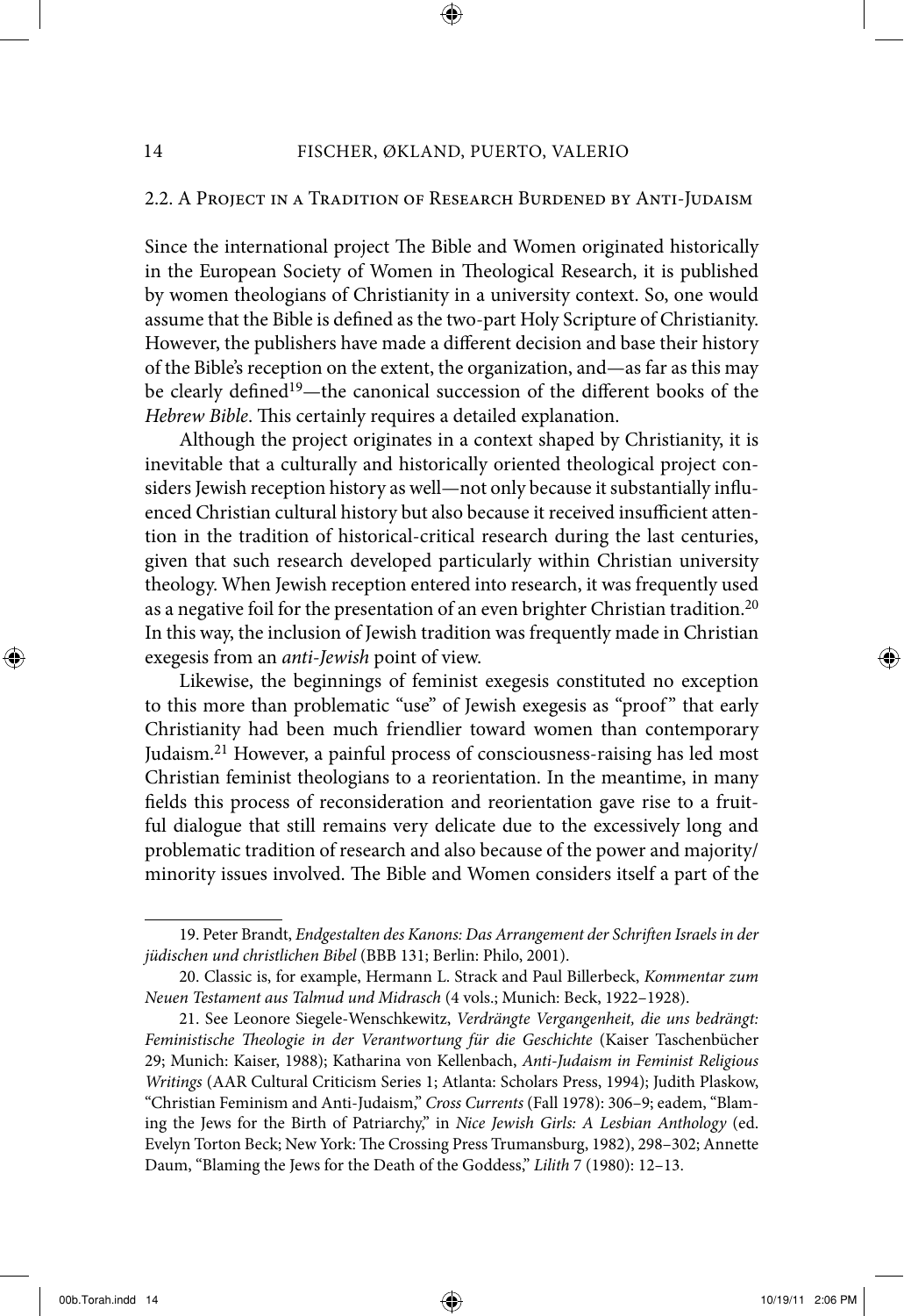### 2.2. A Project in a Tradition of Research Burdened by Anti-Judaism

Since the international project The Bible and Women originated historically in the European Society of Women in Theological Research, it is published by women theologians of Christianity in a university context. So, one would assume that the Bible is defined as the two-part Holy Scripture of Christianity. However, the publishers have made a different decision and base their history of the Bible's reception on the extent, the organization, and—as far as this may be clearly defined[19]—the canonical succession of the different books of the *Hebrew Bible*. This certainly requires a detailed explanation.

Although the project originates in a context shaped by Christianity, it is inevitable that a culturally and historically oriented theological project considers Jewish reception history as well—not only because it substantially influenced Christian cultural history but also because it received insufficient attention in the tradition of historical-critical research during the last centuries, given that such research developed particularly within Christian university theology. When Jewish reception entered into research, it was frequently used as a negative foil for the presentation of an even brighter Christian tradition.[20] In this way, the inclusion of Jewish tradition was frequently made in Christian exegesis from an *anti-Jewish* point of view.

Likewise, the beginnings of feminist exegesis constituted no exception to this more than problematic "use" of Jewish exegesis as "proof" that early Christianity had been much friendlier toward women than contemporary Judaism.[21] However, a painful process of consciousness-raising has led most Christian feminist theologians to a reorientation. In the meantime, in many fields this process of reconsideration and reorientation gave rise to a fruitful dialogue that still remains very delicate due to the excessively long and problematic tradition of research and also because of the power and majority/minority issues involved. The Bible and Women considers itself a part of the

19. Peter Brandt, *Endgestalten des Kanons: Das Arrangement der Schriften Israels in der jüdischen und christlichen Bibel* (BBB 131; Berlin: Philo, 2001).

20. Classic is, for example, Hermann L. Strack and Paul Billerbeck, *Kommentar zum Neuen Testament aus Talmud und Midrasch* (4 vols.; Munich: Beck, 1922–1928).

21. See Leonore Siegele-Wenschkewitz, *Verdrängte Vergangenheit, die uns bedrängt: Feministische Theologie in der Verantwortung für die Geschichte* (Kaiser Taschenbücher 29; Munich: Kaiser, 1988); Katharina von Kellenbach, *Anti-Judaism in Feminist Religious Writings* (AAR Cultural Criticism Series 1; Atlanta: Scholars Press, 1994); Judith Plaskow, "Christian Feminism and Anti-Judaism," *Cross Currents* (Fall 1978): 306–9; eadem, "Blaming the Jews for the Birth of Patriarchy," in *Nice Jewish Girls: A Lesbian Anthology* (ed. Evelyn Torton Beck; New York: The Crossing Press Trumansburg, 1982), 298–302; Annette Daum, "Blaming the Jews for the Death of the Goddess," *Lilith* 7 (1980): 12–13.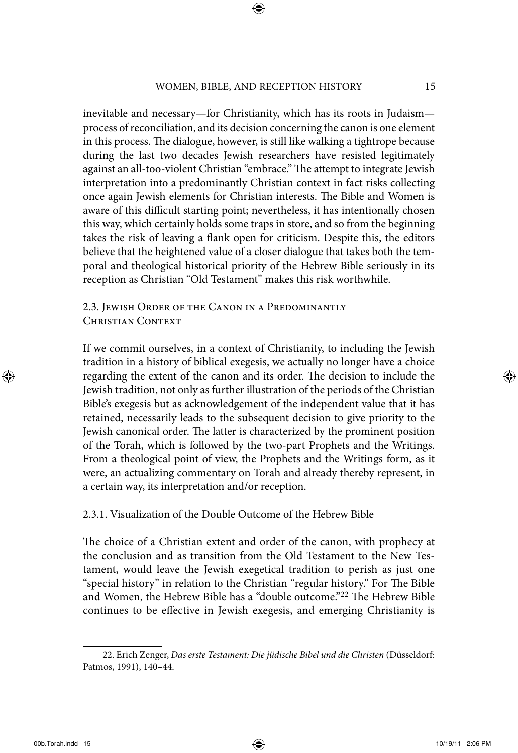inevitable and necessary—for Christianity, which has its roots in Judaism—process of reconciliation, and its decision concerning the canon is one element in this process. The dialogue, however, is still like walking a tightrope because during the last two decades Jewish researchers have resisted legitimately against an all-too-violent Christian "embrace." The attempt to integrate Jewish interpretation into a predominantly Christian context in fact risks collecting once again Jewish elements for Christian interests. The Bible and Women is aware of this difficult starting point; nevertheless, it has intentionally chosen this way, which certainly holds some traps in store, and so from the beginning takes the risk of leaving a flank open for criticism. Despite this, the editors believe that the heightened value of a closer dialogue that takes both the temporal and theological historical priority of the Hebrew Bible seriously in its reception as Christian "Old Testament" makes this risk worthwhile.

### 2.3. Jewish Order of the Canon in a Predominantly Christian Context

If we commit ourselves, in a context of Christianity, to including the Jewish tradition in a history of biblical exegesis, we actually no longer have a choice regarding the extent of the canon and its order. The decision to include the Jewish tradition, not only as further illustration of the periods of the Christian Bible's exegesis but as acknowledgement of the independent value that it has retained, necessarily leads to the subsequent decision to give priority to the Jewish canonical order. The latter is characterized by the prominent position of the Torah, which is followed by the two-part Prophets and the Writings. From a theological point of view, the Prophets and the Writings form, as it were, an actualizing commentary on Torah and already thereby represent, in a certain way, its interpretation and/or reception.

#### 2.3.1. Visualization of the Double Outcome of the Hebrew Bible

The choice of a Christian extent and order of the canon, with prophecy at the conclusion and as transition from the Old Testament to the New Testament, would leave the Jewish exegetical tradition to perish as just one "special history" in relation to the Christian "regular history." For The Bible and Women, the Hebrew Bible has a "double outcome."[22] The Hebrew Bible continues to be effective in Jewish exegesis, and emerging Christianity is

---

22. Erich Zenger, *Das erste Testament: Die jüdische Bibel und die Christen* (Düsseldorf: Patmos, 1991), 140–44.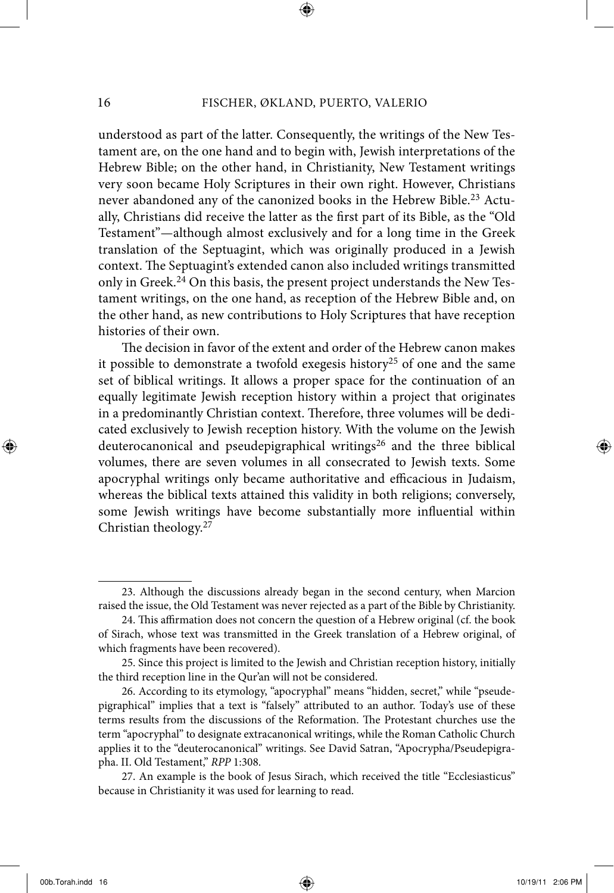understood as part of the latter. Consequently, the writings of the New Testament are, on the one hand and to begin with, Jewish interpretations of the Hebrew Bible; on the other hand, in Christianity, New Testament writings very soon became Holy Scriptures in their own right. However, Christians never abandoned any of the canonized books in the Hebrew Bible.[23] Actually, Christians did receive the latter as the first part of its Bible, as the "Old Testament"—although almost exclusively and for a long time in the Greek translation of the Septuagint, which was originally produced in a Jewish context. The Septuagint's extended canon also included writings transmitted only in Greek.[24] On this basis, the present project understands the New Testament writings, on the one hand, as reception of the Hebrew Bible and, on the other hand, as new contributions to Holy Scriptures that have reception histories of their own.

The decision in favor of the extent and order of the Hebrew canon makes it possible to demonstrate a twofold exegesis history[25] of one and the same set of biblical writings. It allows a proper space for the continuation of an equally legitimate Jewish reception history within a project that originates in a predominantly Christian context. Therefore, three volumes will be dedicated exclusively to Jewish reception history. With the volume on the Jewish deuterocanonical and pseudepigraphical writings[26] and the three biblical volumes, there are seven volumes in all consecrated to Jewish texts. Some apocryphal writings only became authoritative and efficacious in Judaism, whereas the biblical texts attained this validity in both religions; conversely, some Jewish writings have become substantially more influential within Christian theology.[27]

---

23. Although the discussions already began in the second century, when Marcion raised the issue, the Old Testament was never rejected as a part of the Bible by Christianity.

24. This affirmation does not concern the question of a Hebrew original (cf. the book of Sirach, whose text was transmitted in the Greek translation of a Hebrew original, of which fragments have been recovered).

25. Since this project is limited to the Jewish and Christian reception history, initially the third reception line in the Qur'an will not be considered.

26. According to its etymology, "apocryphal" means "hidden, secret," while "pseudepigraphical" implies that a text is "falsely" attributed to an author. Today's use of these terms results from the discussions of the Reformation. The Protestant churches use the term "apocryphal" to designate extracanonical writings, while the Roman Catholic Church applies it to the "deuterocanonical" writings. See David Satran, "Apocrypha/Pseudepigrapha. II. Old Testament," *RPP* 1:308.

27. An example is the book of Jesus Sirach, which received the title "Ecclesiasticus" because in Christianity it was used for learning to read.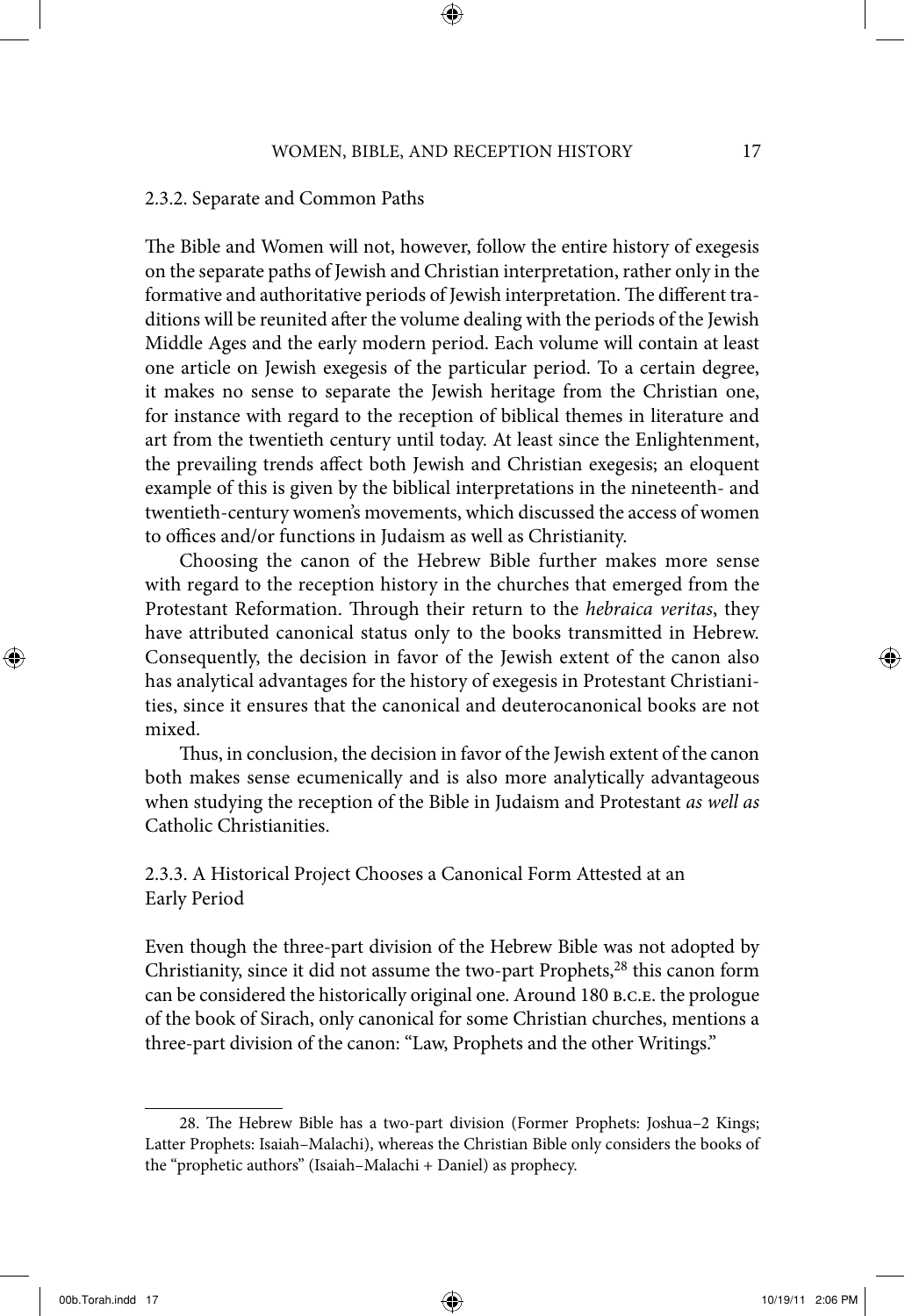### 2.3.2. Separate and Common Paths

The Bible and Women will not, however, follow the entire history of exegesis on the separate paths of Jewish and Christian interpretation, rather only in the formative and authoritative periods of Jewish interpretation. The different traditions will be reunited after the volume dealing with the periods of the Jewish Middle Ages and the early modern period. Each volume will contain at least one article on Jewish exegesis of the particular period. To a certain degree, it makes no sense to separate the Jewish heritage from the Christian one, for instance with regard to the reception of biblical themes in literature and art from the twentieth century until today. At least since the Enlightenment, the prevailing trends affect both Jewish and Christian exegesis; an eloquent example of this is given by the biblical interpretations in the nineteenth- and twentieth-century women's movements, which discussed the access of women to offices and/or functions in Judaism as well as Christianity.

Choosing the canon of the Hebrew Bible further makes more sense with regard to the reception history in the churches that emerged from the Protestant Reformation. Through their return to the *hebraica veritas*, they have attributed canonical status only to the books transmitted in Hebrew. Consequently, the decision in favor of the Jewish extent of the canon also has analytical advantages for the history of exegesis in Protestant Christianities, since it ensures that the canonical and deuterocanonical books are not mixed.

Thus, in conclusion, the decision in favor of the Jewish extent of the canon both makes sense ecumenically and is also more analytically advantageous when studying the reception of the Bible in Judaism and Protestant *as well as* Catholic Christianities.

### 2.3.3. A Historical Project Chooses a Canonical Form Attested at an Early Period

Even though the three-part division of the Hebrew Bible was not adopted by Christianity, since it did not assume the two-part Prophets,[28] this canon form can be considered the historically original one. Around 180 B.C.E. the prologue of the book of Sirach, only canonical for some Christian churches, mentions a three-part division of the canon: "Law, Prophets and the other Writings."

---

28. The Hebrew Bible has a two-part division (Former Prophets: Joshua–2 Kings; Latter Prophets: Isaiah–Malachi), whereas the Christian Bible only considers the books of the "prophetic authors" (Isaiah–Malachi + Daniel) as prophecy.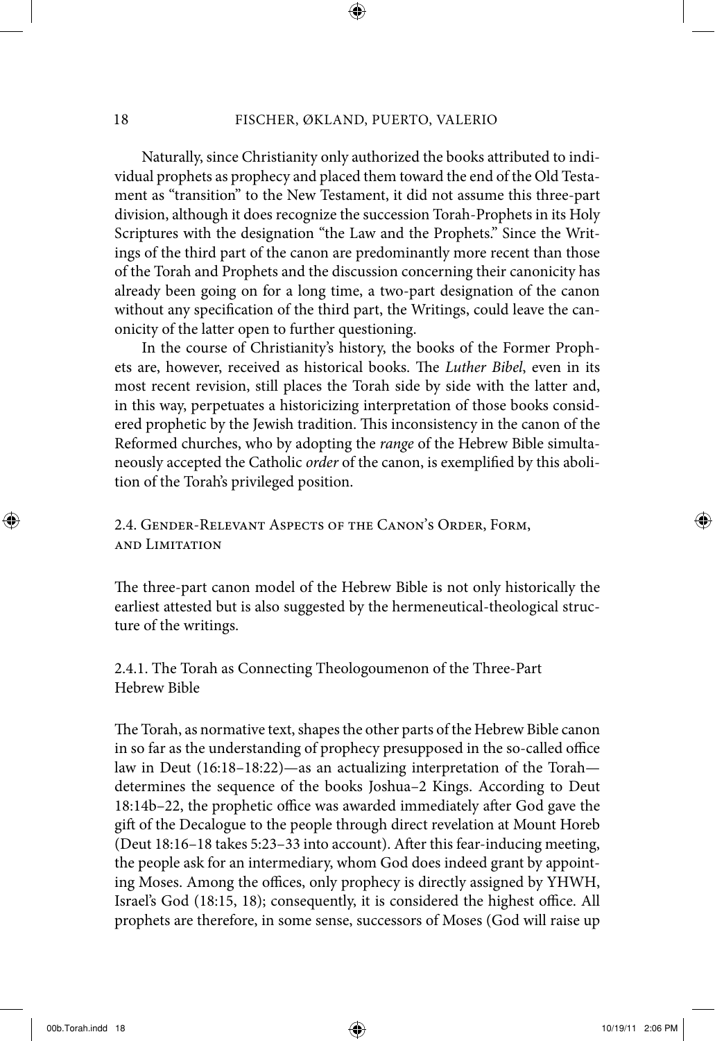Naturally, since Christianity only authorized the books attributed to individual prophets as prophecy and placed them toward the end of the Old Testament as "transition" to the New Testament, it did not assume this three-part division, although it does recognize the succession Torah-Prophets in its Holy Scriptures with the designation "the Law and the Prophets." Since the Writings of the third part of the canon are predominantly more recent than those of the Torah and Prophets and the discussion concerning their canonicity has already been going on for a long time, a two-part designation of the canon without any specification of the third part, the Writings, could leave the canonicity of the latter open to further questioning.

In the course of Christianity's history, the books of the Former Prophets are, however, received as historical books. The *Luther Bibel*, even in its most recent revision, still places the Torah side by side with the latter and, in this way, perpetuates a historicizing interpretation of those books considered prophetic by the Jewish tradition. This inconsistency in the canon of the Reformed churches, who by adopting the *range* of the Hebrew Bible simultaneously accepted the Catholic *order* of the canon, is exemplified by this abolition of the Torah's privileged position.

### 2.4. Gender-Relevant Aspects of the Canon's Order, Form, and Limitation

The three-part canon model of the Hebrew Bible is not only historically the earliest attested but is also suggested by the hermeneutical-theological structure of the writings.

#### 2.4.1. The Torah as Connecting Theologoumenon of the Three-Part Hebrew Bible

The Torah, as normative text, shapes the other parts of the Hebrew Bible canon in so far as the understanding of prophecy presupposed in the so-called office law in Deut (16:18–18:22)—as an actualizing interpretation of the Torah—determines the sequence of the books Joshua–2 Kings. According to Deut 18:14b–22, the prophetic office was awarded immediately after God gave the gift of the Decalogue to the people through direct revelation at Mount Horeb (Deut 18:16–18 takes 5:23–33 into account). After this fear-inducing meeting, the people ask for an intermediary, whom God does indeed grant by appointing Moses. Among the offices, only prophecy is directly assigned by YHWH, Israel's God (18:15, 18); consequently, it is considered the highest office. All prophets are therefore, in some sense, successors of Moses (God will raise up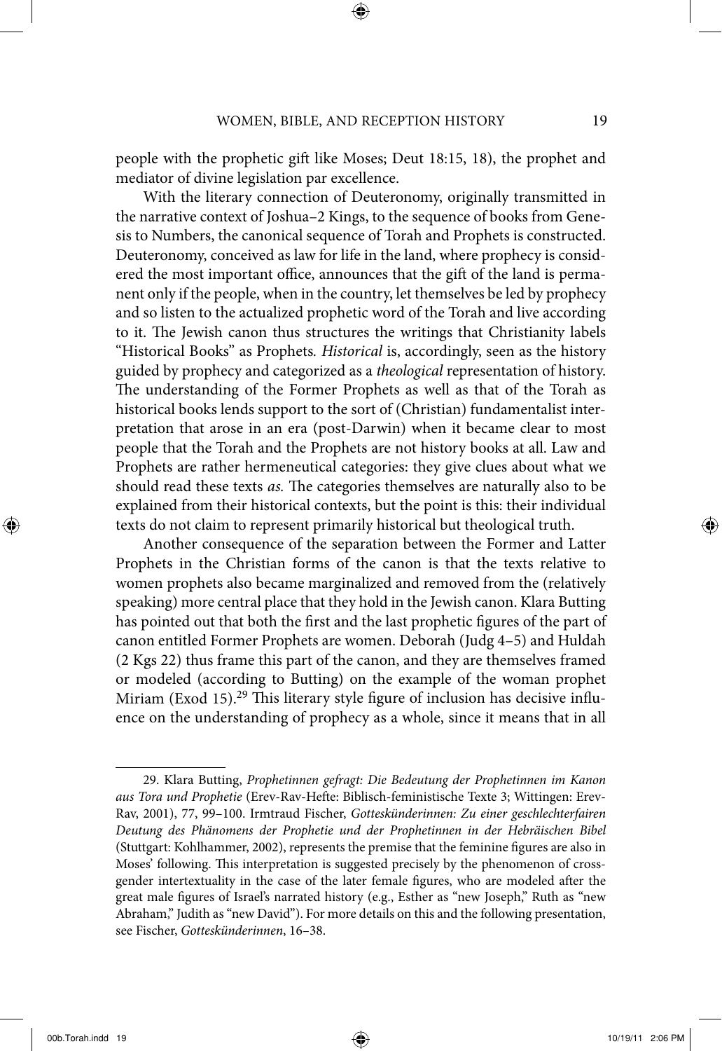people with the prophetic gift like Moses; Deut 18:15, 18), the prophet and mediator of divine legislation par excellence.

With the literary connection of Deuteronomy, originally transmitted in the narrative context of Joshua–2 Kings, to the sequence of books from Genesis to Numbers, the canonical sequence of Torah and Prophets is constructed. Deuteronomy, conceived as law for life in the land, where prophecy is considered the most important office, announces that the gift of the land is permanent only if the people, when in the country, let themselves be led by prophecy and so listen to the actualized prophetic word of the Torah and live according to it. The Jewish canon thus structures the writings that Christianity labels "Historical Books" as Prophets. *Historical* is, accordingly, seen as the history guided by prophecy and categorized as a *theological* representation of history. The understanding of the Former Prophets as well as that of the Torah as historical books lends support to the sort of (Christian) fundamentalist interpretation that arose in an era (post-Darwin) when it became clear to most people that the Torah and the Prophets are not history books at all. Law and Prophets are rather hermeneutical categories: they give clues about what we should read these texts *as.* The categories themselves are naturally also to be explained from their historical contexts, but the point is this: their individual texts do not claim to represent primarily historical but theological truth.

Another consequence of the separation between the Former and Latter Prophets in the Christian forms of the canon is that the texts relative to women prophets also became marginalized and removed from the (relatively speaking) more central place that they hold in the Jewish canon. Klara Butting has pointed out that both the first and the last prophetic figures of the part of canon entitled Former Prophets are women. Deborah (Judg 4–5) and Huldah (2 Kgs 22) thus frame this part of the canon, and they are themselves framed or modeled (according to Butting) on the example of the woman prophet Miriam (Exod 15).[29] This literary style figure of inclusion has decisive influence on the understanding of prophecy as a whole, since it means that in all

---

29. Klara Butting, *Prophetinnen gefragt: Die Bedeutung der Prophetinnen im Kanon aus Tora und Prophetie* (Erev-Rav-Hefte: Biblisch-feministische Texte 3; Wittingen: Erev-Rav, 2001), 77, 99–100. Irmtraud Fischer, *Gotteskünderinnen: Zu einer geschlechterfairen Deutung des Phänomens der Prophetie und der Prophetinnen in der Hebräischen Bibel* (Stuttgart: Kohlhammer, 2002), represents the premise that the feminine figures are also in Moses' following. This interpretation is suggested precisely by the phenomenon of cross-gender intertextuality in the case of the later female figures, who are modeled after the great male figures of Israel's narrated history (e.g., Esther as "new Joseph," Ruth as "new Abraham," Judith as "new David"). For more details on this and the following presentation, see Fischer, *Gotteskünderinnen*, 16–38.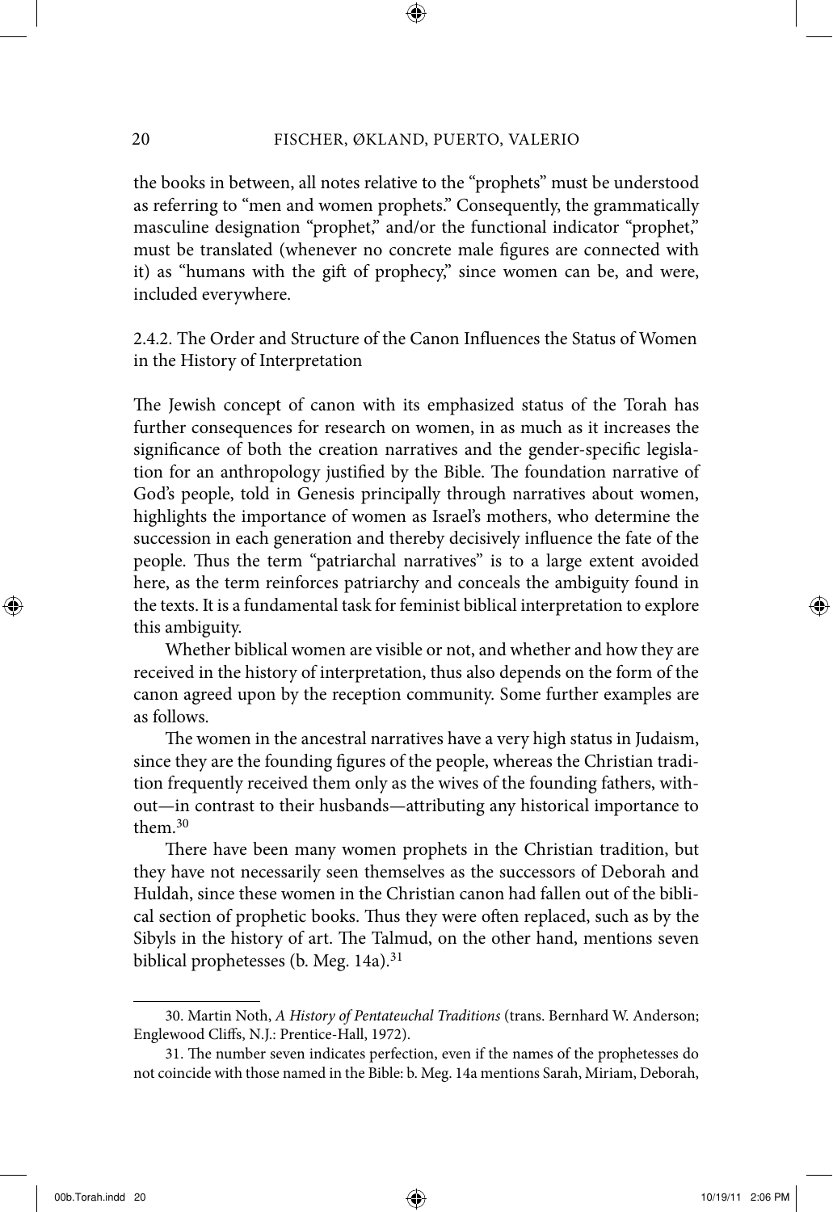the books in between, all notes relative to the "prophets" must be understood as referring to "men and women prophets." Consequently, the grammatically masculine designation "prophet," and/or the functional indicator "prophet," must be translated (whenever no concrete male figures are connected with it) as "humans with the gift of prophecy," since women can be, and were, included everywhere.

### 2.4.2. The Order and Structure of the Canon Influences the Status of Women in the History of Interpretation

The Jewish concept of canon with its emphasized status of the Torah has further consequences for research on women, in as much as it increases the significance of both the creation narratives and the gender-specific legislation for an anthropology justified by the Bible. The foundation narrative of God's people, told in Genesis principally through narratives about women, highlights the importance of women as Israel's mothers, who determine the succession in each generation and thereby decisively influence the fate of the people. Thus the term "patriarchal narratives" is to a large extent avoided here, as the term reinforces patriarchy and conceals the ambiguity found in the texts. It is a fundamental task for feminist biblical interpretation to explore this ambiguity.

Whether biblical women are visible or not, and whether and how they are received in the history of interpretation, thus also depends on the form of the canon agreed upon by the reception community. Some further examples are as follows.

The women in the ancestral narratives have a very high status in Judaism, since they are the founding figures of the people, whereas the Christian tradition frequently received them only as the wives of the founding fathers, without—in contrast to their husbands—attributing any historical importance to them.[30]

There have been many women prophets in the Christian tradition, but they have not necessarily seen themselves as the successors of Deborah and Huldah, since these women in the Christian canon had fallen out of the biblical section of prophetic books. Thus they were often replaced, such as by the Sibyls in the history of art. The Talmud, on the other hand, mentions seven biblical prophetesses (b. Meg. 14a).[31]

---

30. Martin Noth, *A History of Pentateuchal Traditions* (trans. Bernhard W. Anderson; Englewood Cliffs, N.J.: Prentice-Hall, 1972).

31. The number seven indicates perfection, even if the names of the prophetesses do not coincide with those named in the Bible: b. Meg. 14a mentions Sarah, Miriam, Deborah,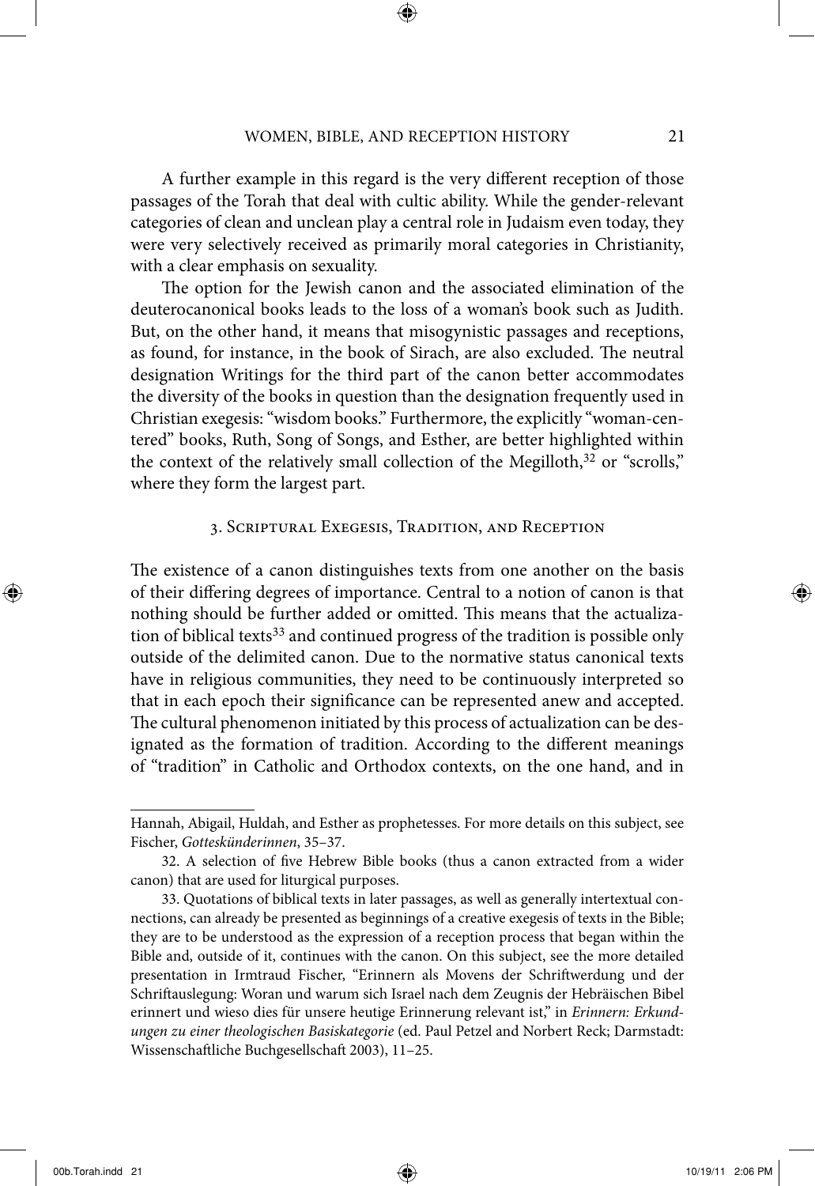A further example in this regard is the very different reception of those passages of the Torah that deal with cultic ability. While the gender-relevant categories of clean and unclean play a central role in Judaism even today, they were very selectively received as primarily moral categories in Christianity, with a clear emphasis on sexuality.

The option for the Jewish canon and the associated elimination of the deuterocanonical books leads to the loss of a woman's book such as Judith. But, on the other hand, it means that misogynistic passages and receptions, as found, for instance, in the book of Sirach, are also excluded. The neutral designation Writings for the third part of the canon better accommodates the diversity of the books in question than the designation frequently used in Christian exegesis: "wisdom books." Furthermore, the explicitly "woman-centered" books, Ruth, Song of Songs, and Esther, are better highlighted within the context of the relatively small collection of the Megilloth,[32] or "scrolls," where they form the largest part.

## 3. Scriptural Exegesis, Tradition, and Reception

The existence of a canon distinguishes texts from one another on the basis of their differing degrees of importance. Central to a notion of canon is that nothing should be further added or omitted. This means that the actualization of biblical texts[33] and continued progress of the tradition is possible only outside of the delimited canon. Due to the normative status canonical texts have in religious communities, they need to be continuously interpreted so that in each epoch their significance can be represented anew and accepted. The cultural phenomenon initiated by this process of actualization can be designated as the formation of tradition. According to the different meanings of "tradition" in Catholic and Orthodox contexts, on the one hand, and in

---

Hannah, Abigail, Huldah, and Esther as prophetesses. For more details on this subject, see Fischer, *Gotteskünderinnen*, 35–37.

32. A selection of five Hebrew Bible books (thus a canon extracted from a wider canon) that are used for liturgical purposes.

33. Quotations of biblical texts in later passages, as well as generally intertextual connections, can already be presented as beginnings of a creative exegesis of texts in the Bible; they are to be understood as the expression of a reception process that began within the Bible and, outside of it, continues with the canon. On this subject, see the more detailed presentation in Irmtraud Fischer, "Erinnern als Movens der Schriftwerdung und der Schriftauslegung: Woran und warum sich Israel nach dem Zeugnis der Hebräischen Bibel erinnert und wieso dies für unsere heutige Erinnerung relevant ist," in *Erinnern: Erkundungen zu einer theologischen Basiskategorie* (ed. Paul Petzel and Norbert Reck; Darmstadt: Wissenschaftliche Buchgesellschaft 2003), 11–25.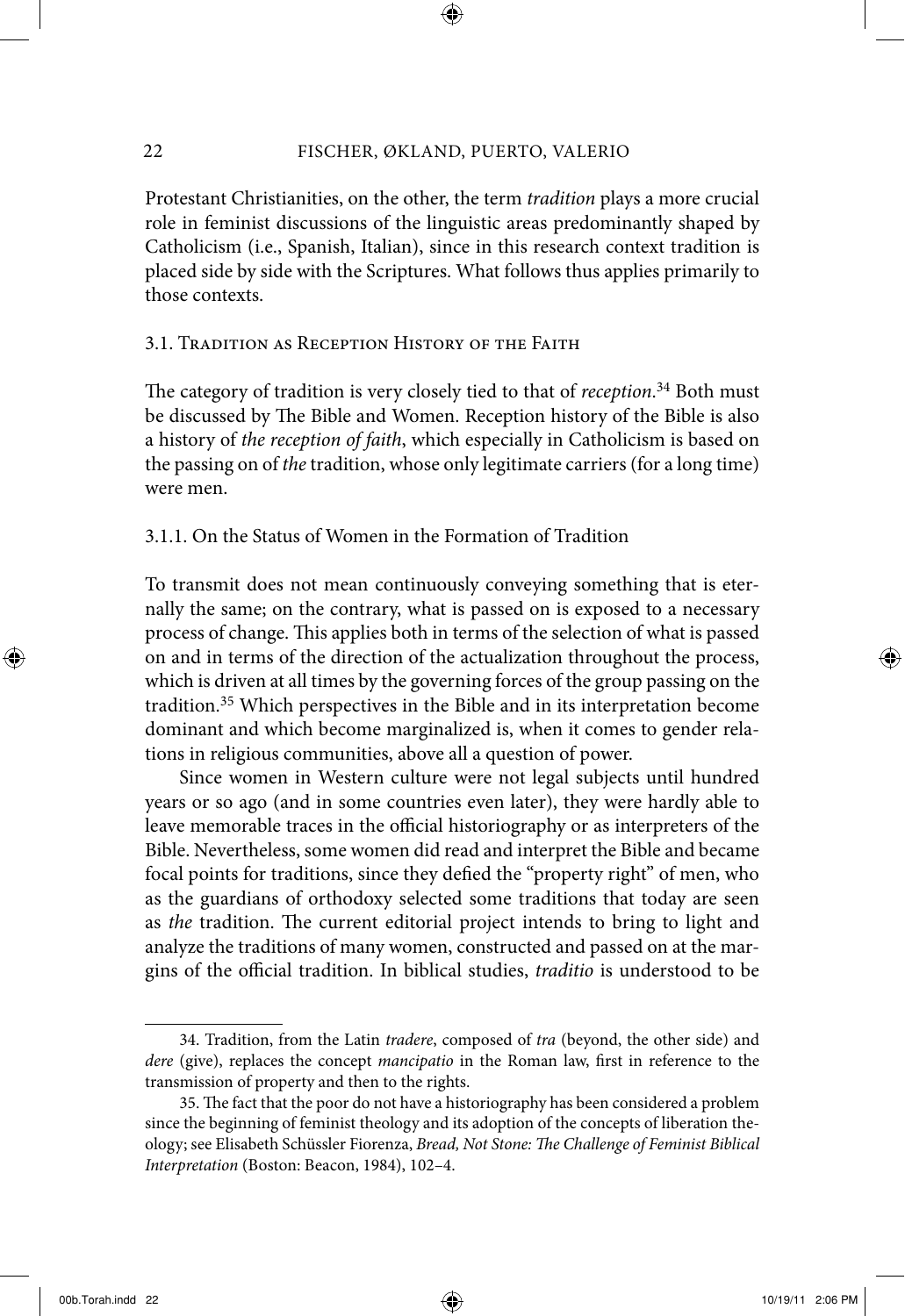Protestant Christianities, on the other, the term *tradition* plays a more crucial role in feminist discussions of the linguistic areas predominantly shaped by Catholicism (i.e., Spanish, Italian), since in this research context tradition is placed side by side with the Scriptures. What follows thus applies primarily to those contexts.

### 3.1. Tradition as Reception History of the Faith

The category of tradition is very closely tied to that of *reception*.[34] Both must be discussed by The Bible and Women. Reception history of the Bible is also a history of *the reception of faith*, which especially in Catholicism is based on the passing on of *the* tradition, whose only legitimate carriers (for a long time) were men.

#### 3.1.1. On the Status of Women in the Formation of Tradition

To transmit does not mean continuously conveying something that is eternally the same; on the contrary, what is passed on is exposed to a necessary process of change. This applies both in terms of the selection of what is passed on and in terms of the direction of the actualization throughout the process, which is driven at all times by the governing forces of the group passing on the tradition.[35] Which perspectives in the Bible and in its interpretation become dominant and which become marginalized is, when it comes to gender relations in religious communities, above all a question of power.

Since women in Western culture were not legal subjects until hundred years or so ago (and in some countries even later), they were hardly able to leave memorable traces in the official historiography or as interpreters of the Bible. Nevertheless, some women did read and interpret the Bible and became focal points for traditions, since they defied the "property right" of men, who as the guardians of orthodoxy selected some traditions that today are seen as *the* tradition. The current editorial project intends to bring to light and analyze the traditions of many women, constructed and passed on at the margins of the official tradition. In biblical studies, *traditio* is understood to be

---

34. Tradition, from the Latin *tradere*, composed of *tra* (beyond, the other side) and *dere* (give), replaces the concept *mancipatio* in the Roman law, first in reference to the transmission of property and then to the rights.

35. The fact that the poor do not have a historiography has been considered a problem since the beginning of feminist theology and its adoption of the concepts of liberation theology; see Elisabeth Schüssler Fiorenza, *Bread, Not Stone: The Challenge of Feminist Biblical Interpretation* (Boston: Beacon, 1984), 102–4.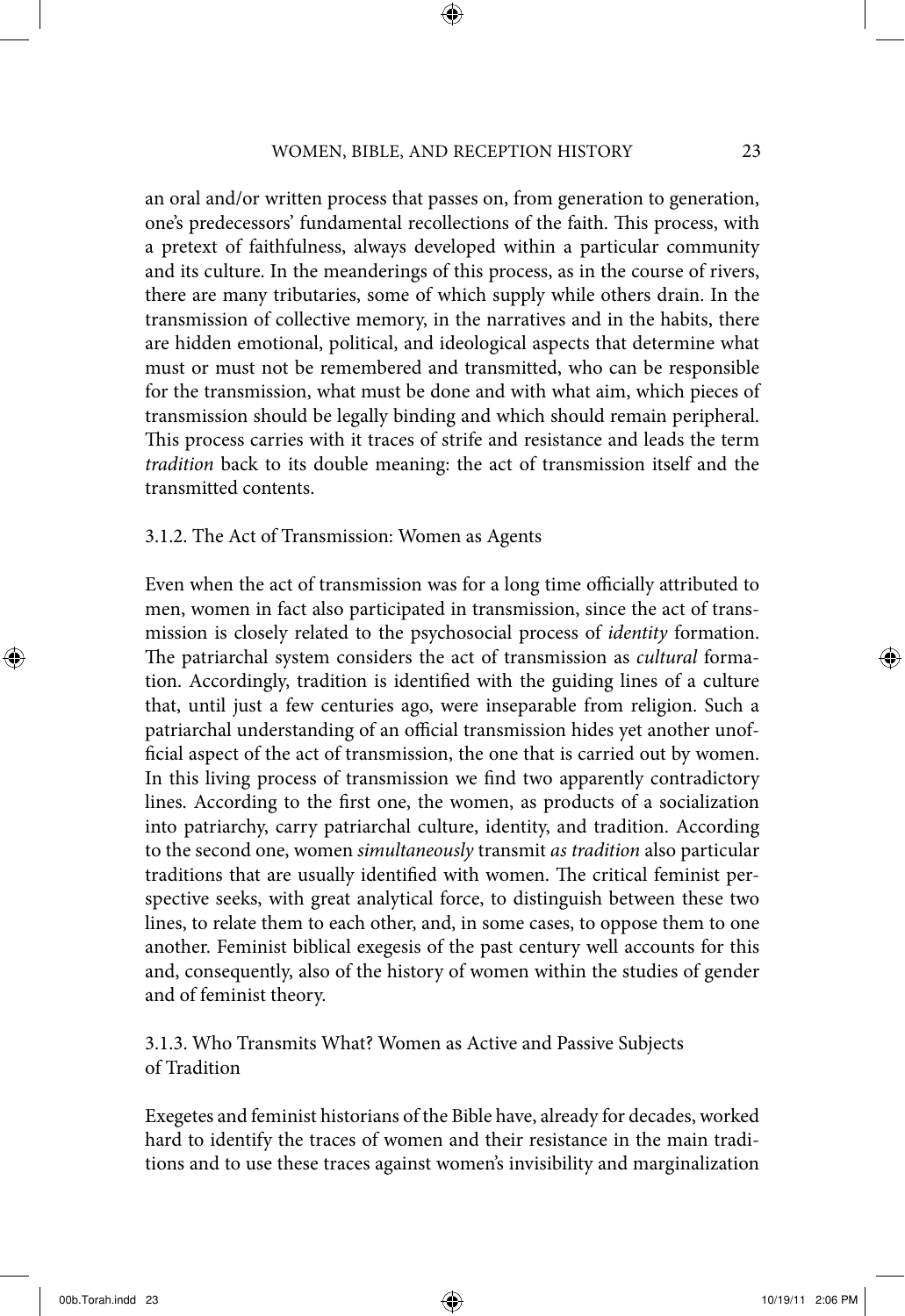an oral and/or written process that passes on, from generation to generation, one's predecessors' fundamental recollections of the faith. This process, with a pretext of faithfulness, always developed within a particular community and its culture. In the meanderings of this process, as in the course of rivers, there are many tributaries, some of which supply while others drain. In the transmission of collective memory, in the narratives and in the habits, there are hidden emotional, political, and ideological aspects that determine what must or must not be remembered and transmitted, who can be responsible for the transmission, what must be done and with what aim, which pieces of transmission should be legally binding and which should remain peripheral. This process carries with it traces of strife and resistance and leads the term *tradition* back to its double meaning: the act of transmission itself and the transmitted contents.

### 3.1.2. The Act of Transmission: Women as Agents

Even when the act of transmission was for a long time officially attributed to men, women in fact also participated in transmission, since the act of transmission is closely related to the psychosocial process of *identity* formation. The patriarchal system considers the act of transmission as *cultural* formation. Accordingly, tradition is identified with the guiding lines of a culture that, until just a few centuries ago, were inseparable from religion. Such a patriarchal understanding of an official transmission hides yet another unofficial aspect of the act of transmission, the one that is carried out by women. In this living process of transmission we find two apparently contradictory lines. According to the first one, the women, as products of a socialization into patriarchy, carry patriarchal culture, identity, and tradition. According to the second one, women *simultaneously* transmit *as tradition* also particular traditions that are usually identified with women. The critical feminist perspective seeks, with great analytical force, to distinguish between these two lines, to relate them to each other, and, in some cases, to oppose them to one another. Feminist biblical exegesis of the past century well accounts for this and, consequently, also of the history of women within the studies of gender and of feminist theory.

### 3.1.3. Who Transmits What? Women as Active and Passive Subjects of Tradition

Exegetes and feminist historians of the Bible have, already for decades, worked hard to identify the traces of women and their resistance in the main traditions and to use these traces against women's invisibility and marginalization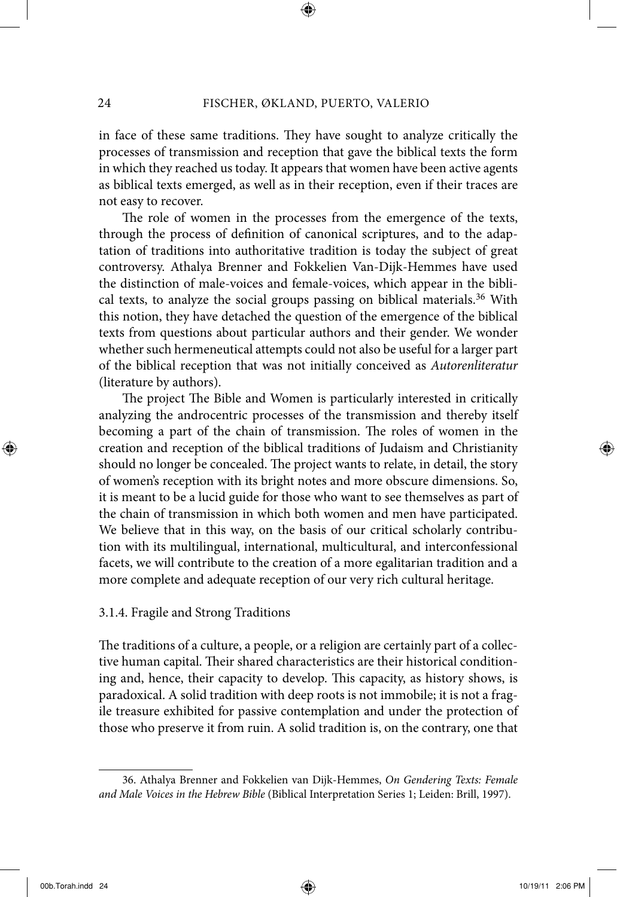in face of these same traditions. They have sought to analyze critically the processes of transmission and reception that gave the biblical texts the form in which they reached us today. It appears that women have been active agents as biblical texts emerged, as well as in their reception, even if their traces are not easy to recover.

The role of women in the processes from the emergence of the texts, through the process of definition of canonical scriptures, and to the adaptation of traditions into authoritative tradition is today the subject of great controversy. Athalya Brenner and Fokkelien Van-Dijk-Hemmes have used the distinction of male-voices and female-voices, which appear in the biblical texts, to analyze the social groups passing on biblical materials.[36] With this notion, they have detached the question of the emergence of the biblical texts from questions about particular authors and their gender. We wonder whether such hermeneutical attempts could not also be useful for a larger part of the biblical reception that was not initially conceived as *Autorenliteratur* (literature by authors).

The project The Bible and Women is particularly interested in critically analyzing the androcentric processes of the transmission and thereby itself becoming a part of the chain of transmission. The roles of women in the creation and reception of the biblical traditions of Judaism and Christianity should no longer be concealed. The project wants to relate, in detail, the story of women's reception with its bright notes and more obscure dimensions. So, it is meant to be a lucid guide for those who want to see themselves as part of the chain of transmission in which both women and men have participated. We believe that in this way, on the basis of our critical scholarly contribution with its multilingual, international, multicultural, and interconfessional facets, we will contribute to the creation of a more egalitarian tradition and a more complete and adequate reception of our very rich cultural heritage.

### 3.1.4. Fragile and Strong Traditions

The traditions of a culture, a people, or a religion are certainly part of a collective human capital. Their shared characteristics are their historical conditioning and, hence, their capacity to develop. This capacity, as history shows, is paradoxical. A solid tradition with deep roots is not immobile; it is not a fragile treasure exhibited for passive contemplation and under the protection of those who preserve it from ruin. A solid tradition is, on the contrary, one that

---

36. Athalya Brenner and Fokkelien van Dijk-Hemmes, *On Gendering Texts: Female and Male Voices in the Hebrew Bible* (Biblical Interpretation Series 1; Leiden: Brill, 1997).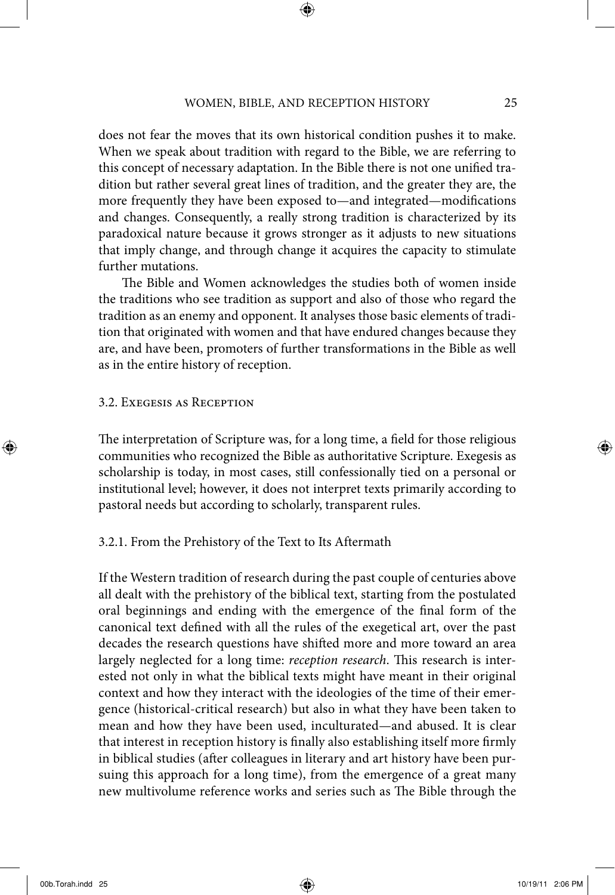does not fear the moves that its own historical condition pushes it to make. When we speak about tradition with regard to the Bible, we are referring to this concept of necessary adaptation. In the Bible there is not one unified tradition but rather several great lines of tradition, and the greater they are, the more frequently they have been exposed to—and integrated—modifications and changes. Consequently, a really strong tradition is characterized by its paradoxical nature because it grows stronger as it adjusts to new situations that imply change, and through change it acquires the capacity to stimulate further mutations.

The Bible and Women acknowledges the studies both of women inside the traditions who see tradition as support and also of those who regard the tradition as an enemy and opponent. It analyses those basic elements of tradition that originated with women and that have endured changes because they are, and have been, promoters of further transformations in the Bible as well as in the entire history of reception.

### 3.2. Exegesis as Reception

The interpretation of Scripture was, for a long time, a field for those religious communities who recognized the Bible as authoritative Scripture. Exegesis as scholarship is today, in most cases, still confessionally tied on a personal or institutional level; however, it does not interpret texts primarily according to pastoral needs but according to scholarly, transparent rules.

#### 3.2.1. From the Prehistory of the Text to Its Aftermath

If the Western tradition of research during the past couple of centuries above all dealt with the prehistory of the biblical text, starting from the postulated oral beginnings and ending with the emergence of the final form of the canonical text defined with all the rules of the exegetical art, over the past decades the research questions have shifted more and more toward an area largely neglected for a long time: *reception research*. This research is interested not only in what the biblical texts might have meant in their original context and how they interact with the ideologies of the time of their emergence (historical-critical research) but also in what they have been taken to mean and how they have been used, inculturated—and abused. It is clear that interest in reception history is finally also establishing itself more firmly in biblical studies (after colleagues in literary and art history have been pursuing this approach for a long time), from the emergence of a great many new multivolume reference works and series such as The Bible through the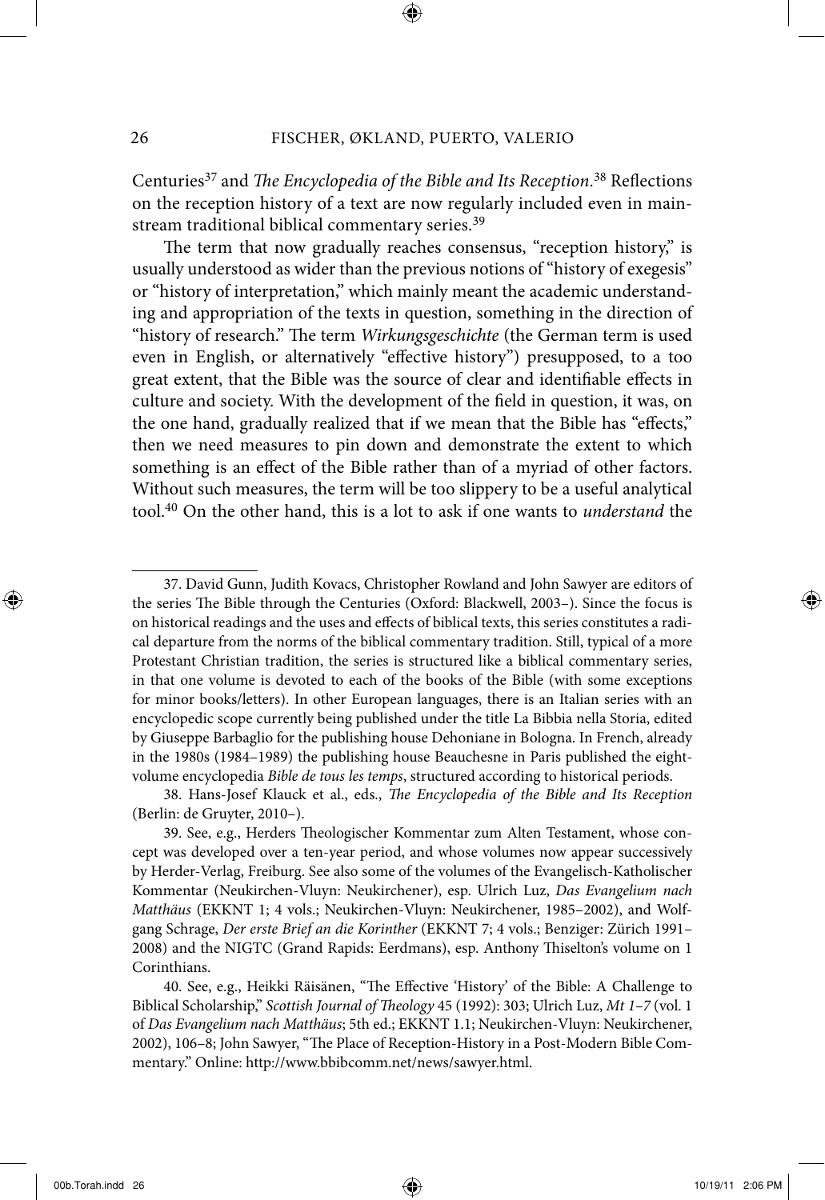Centuries[37] and *The Encyclopedia of the Bible and Its Reception*.[38] Reflections on the reception history of a text are now regularly included even in mainstream traditional biblical commentary series.[39]

The term that now gradually reaches consensus, "reception history," is usually understood as wider than the previous notions of "history of exegesis" or "history of interpretation," which mainly meant the academic understanding and appropriation of the texts in question, something in the direction of "history of research." The term *Wirkungsgeschichte* (the German term is used even in English, or alternatively "effective history") presupposed, to a too great extent, that the Bible was the source of clear and identifiable effects in culture and society. With the development of the field in question, it was, on the one hand, gradually realized that if we mean that the Bible has "effects," then we need measures to pin down and demonstrate the extent to which something is an effect of the Bible rather than of a myriad of other factors. Without such measures, the term will be too slippery to be a useful analytical tool.[40] On the other hand, this is a lot to ask if one wants to *understand* the

---

37. David Gunn, Judith Kovacs, Christopher Rowland and John Sawyer are editors of the series The Bible through the Centuries (Oxford: Blackwell, 2003–). Since the focus is on historical readings and the uses and effects of biblical texts, this series constitutes a radical departure from the norms of the biblical commentary tradition. Still, typical of a more Protestant Christian tradition, the series is structured like a biblical commentary series, in that one volume is devoted to each of the books of the Bible (with some exceptions for minor books/letters). In other European languages, there is an Italian series with an encyclopedic scope currently being published under the title La Bibbia nella Storia, edited by Giuseppe Barbaglio for the publishing house Dehoniane in Bologna. In French, already in the 1980s (1984–1989) the publishing house Beauchesne in Paris published the eight-volume encyclopedia *Bible de tous les temps*, structured according to historical periods.

38. Hans-Josef Klauck et al., eds., *The Encyclopedia of the Bible and Its Reception* (Berlin: de Gruyter, 2010–).

39. See, e.g., Herders Theologischer Kommentar zum Alten Testament, whose concept was developed over a ten-year period, and whose volumes now appear successively by Herder-Verlag, Freiburg. See also some of the volumes of the Evangelisch-Katholischer Kommentar (Neukirchen-Vluyn: Neukirchener), esp. Ulrich Luz, *Das Evangelium nach Matthäus* (EKKNT 1; 4 vols.; Neukirchen-Vluyn: Neukirchener, 1985–2002), and Wolfgang Schrage, *Der erste Brief an die Korinther* (EKKNT 7; 4 vols.; Benziger: Zürich 1991–2008) and the NIGTC (Grand Rapids: Eerdmans), esp. Anthony Thiselton's volume on 1 Corinthians.

40. See, e.g., Heikki Räisänen, "The Effective 'History' of the Bible: A Challenge to Biblical Scholarship," *Scottish Journal of Theology* 45 (1992): 303; Ulrich Luz, *Mt 1–7* (vol. 1 of *Das Evangelium nach Matthäus*; 5th ed.; EKKNT 1.1; Neukirchen-Vluyn: Neukirchener, 2002), 106–8; John Sawyer, "The Place of Reception-History in a Post-Modern Bible Commentary." Online: http://www.bbibcomm.net/news/sawyer.html.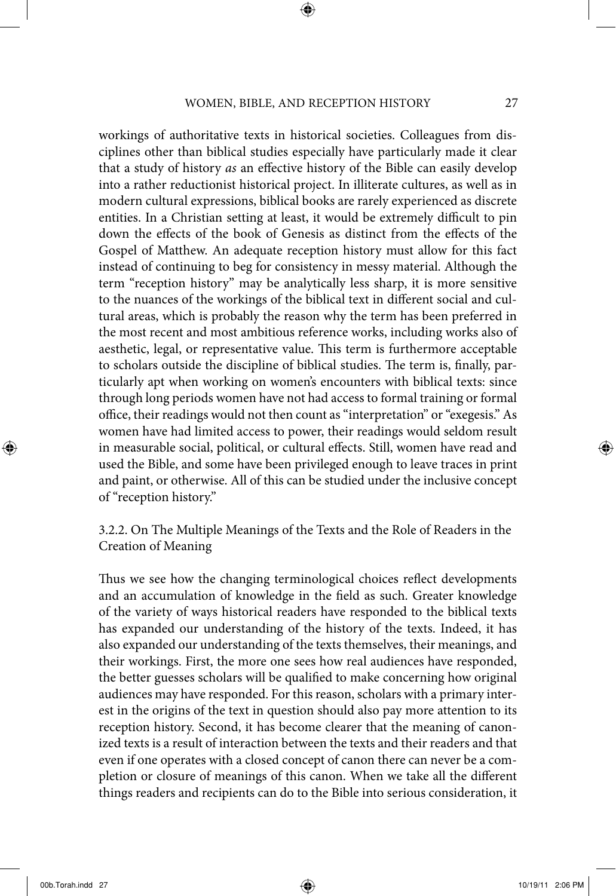workings of authoritative texts in historical societies. Colleagues from disciplines other than biblical studies especially have particularly made it clear that a study of history *as* an effective history of the Bible can easily develop into a rather reductionist historical project. In illiterate cultures, as well as in modern cultural expressions, biblical books are rarely experienced as discrete entities. In a Christian setting at least, it would be extremely difficult to pin down the effects of the book of Genesis as distinct from the effects of the Gospel of Matthew. An adequate reception history must allow for this fact instead of continuing to beg for consistency in messy material. Although the term "reception history" may be analytically less sharp, it is more sensitive to the nuances of the workings of the biblical text in different social and cultural areas, which is probably the reason why the term has been preferred in the most recent and most ambitious reference works, including works also of aesthetic, legal, or representative value. This term is furthermore acceptable to scholars outside the discipline of biblical studies. The term is, finally, particularly apt when working on women's encounters with biblical texts: since through long periods women have not had access to formal training or formal office, their readings would not then count as "interpretation" or "exegesis." As women have had limited access to power, their readings would seldom result in measurable social, political, or cultural effects. Still, women have read and used the Bible, and some have been privileged enough to leave traces in print and paint, or otherwise. All of this can be studied under the inclusive concept of "reception history."

### 3.2.2. On The Multiple Meanings of the Texts and the Role of Readers in the Creation of Meaning

Thus we see how the changing terminological choices reflect developments and an accumulation of knowledge in the field as such. Greater knowledge of the variety of ways historical readers have responded to the biblical texts has expanded our understanding of the history of the texts. Indeed, it has also expanded our understanding of the texts themselves, their meanings, and their workings. First, the more one sees how real audiences have responded, the better guesses scholars will be qualified to make concerning how original audiences may have responded. For this reason, scholars with a primary interest in the origins of the text in question should also pay more attention to its reception history. Second, it has become clearer that the meaning of canonized texts is a result of interaction between the texts and their readers and that even if one operates with a closed concept of canon there can never be a completion or closure of meanings of this canon. When we take all the different things readers and recipients can do to the Bible into serious consideration, it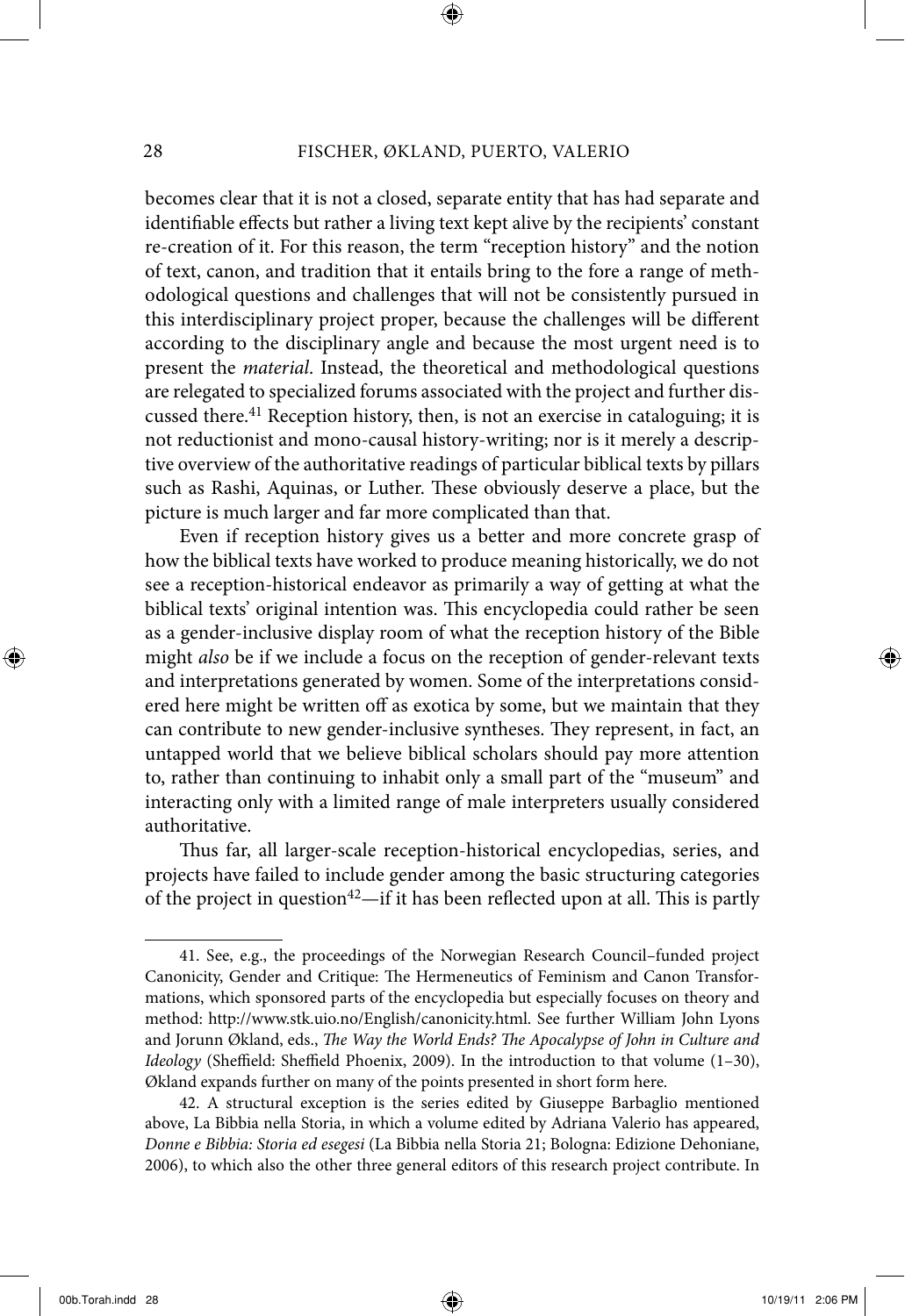becomes clear that it is not a closed, separate entity that has had separate and identifiable effects but rather a living text kept alive by the recipients' constant re-creation of it. For this reason, the term "reception history" and the notion of text, canon, and tradition that it entails bring to the fore a range of methodological questions and challenges that will not be consistently pursued in this interdisciplinary project proper, because the challenges will be different according to the disciplinary angle and because the most urgent need is to present the *material*. Instead, the theoretical and methodological questions are relegated to specialized forums associated with the project and further discussed there.[41] Reception history, then, is not an exercise in cataloguing; it is not reductionist and mono-causal history-writing; nor is it merely a descriptive overview of the authoritative readings of particular biblical texts by pillars such as Rashi, Aquinas, or Luther. These obviously deserve a place, but the picture is much larger and far more complicated than that.

Even if reception history gives us a better and more concrete grasp of how the biblical texts have worked to produce meaning historically, we do not see a reception-historical endeavor as primarily a way of getting at what the biblical texts' original intention was. This encyclopedia could rather be seen as a gender-inclusive display room of what the reception history of the Bible might *also* be if we include a focus on the reception of gender-relevant texts and interpretations generated by women. Some of the interpretations considered here might be written off as exotica by some, but we maintain that they can contribute to new gender-inclusive syntheses. They represent, in fact, an untapped world that we believe biblical scholars should pay more attention to, rather than continuing to inhabit only a small part of the "museum" and interacting only with a limited range of male interpreters usually considered authoritative.

Thus far, all larger-scale reception-historical encyclopedias, series, and projects have failed to include gender among the basic structuring categories of the project in question[42]—if it has been reflected upon at all. This is partly

---

41. See, e.g., the proceedings of the Norwegian Research Council–funded project Canonicity, Gender and Critique: The Hermeneutics of Feminism and Canon Transformations, which sponsored parts of the encyclopedia but especially focuses on theory and method: http://www.stk.uio.no/English/canonicity.html. See further William John Lyons and Jorunn Økland, eds., *The Way the World Ends? The Apocalypse of John in Culture and Ideology* (Sheffield: Sheffield Phoenix, 2009). In the introduction to that volume (1–30), Økland expands further on many of the points presented in short form here.

42. A structural exception is the series edited by Giuseppe Barbaglio mentioned above, La Bibbia nella Storia, in which a volume edited by Adriana Valerio has appeared, *Donne e Bibbia: Storia ed esegesi* (La Bibbia nella Storia 21; Bologna: Edizione Dehoniane, 2006), to which also the other three general editors of this research project contribute. In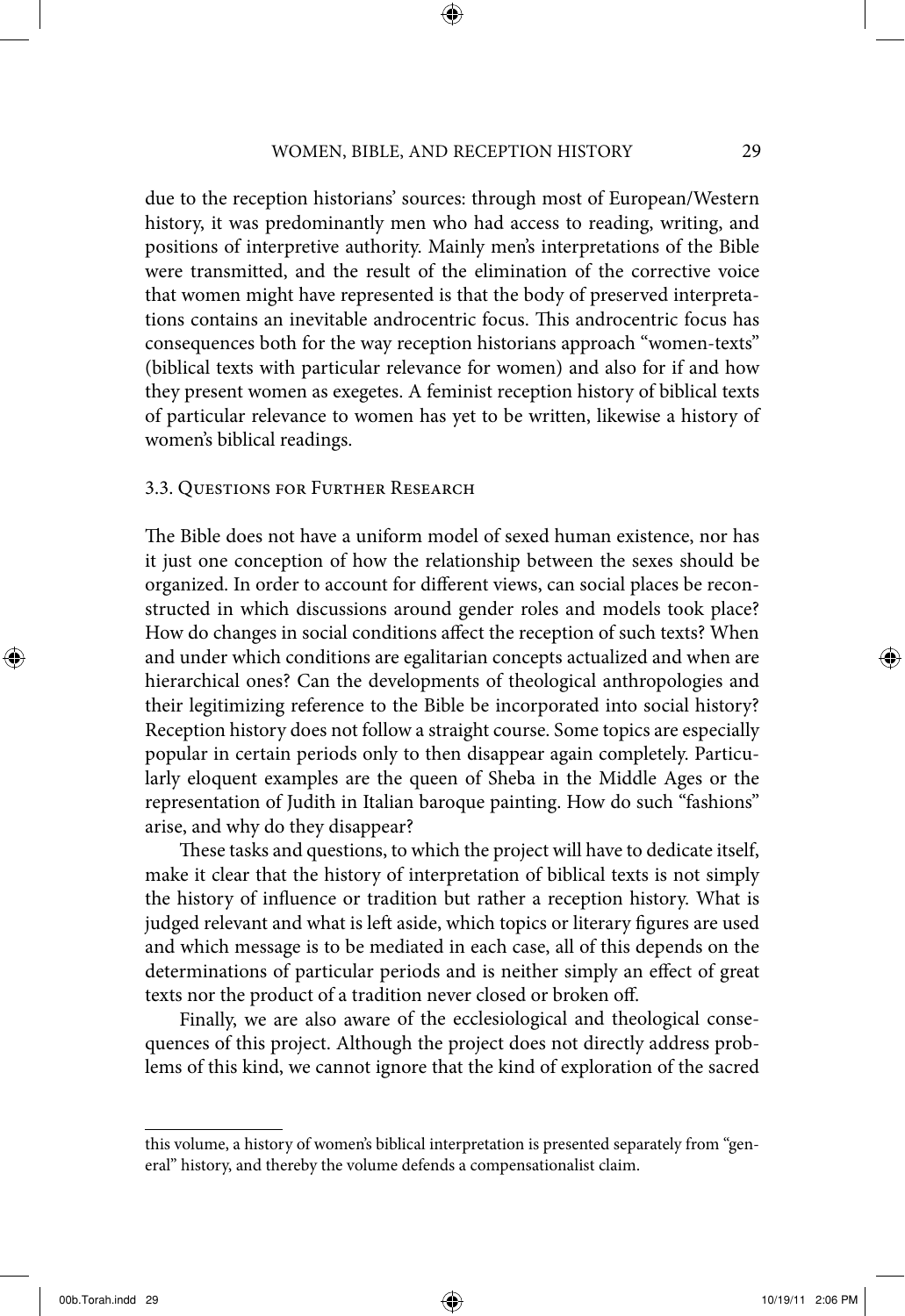due to the reception historians' sources: through most of European/Western history, it was predominantly men who had access to reading, writing, and positions of interpretive authority. Mainly men's interpretations of the Bible were transmitted, and the result of the elimination of the corrective voice that women might have represented is that the body of preserved interpretations contains an inevitable androcentric focus. This androcentric focus has consequences both for the way reception historians approach "women-texts" (biblical texts with particular relevance for women) and also for if and how they present women as exegetes. A feminist reception history of biblical texts of particular relevance to women has yet to be written, likewise a history of women's biblical readings.

### 3.3. Questions for Further Research

The Bible does not have a uniform model of sexed human existence, nor has it just one conception of how the relationship between the sexes should be organized. In order to account for different views, can social places be reconstructed in which discussions around gender roles and models took place? How do changes in social conditions affect the reception of such texts? When and under which conditions are egalitarian concepts actualized and when are hierarchical ones? Can the developments of theological anthropologies and their legitimizing reference to the Bible be incorporated into social history? Reception history does not follow a straight course. Some topics are especially popular in certain periods only to then disappear again completely. Particularly eloquent examples are the queen of Sheba in the Middle Ages or the representation of Judith in Italian baroque painting. How do such "fashions" arise, and why do they disappear?

These tasks and questions, to which the project will have to dedicate itself, make it clear that the history of interpretation of biblical texts is not simply the history of influence or tradition but rather a reception history. What is judged relevant and what is left aside, which topics or literary figures are used and which message is to be mediated in each case, all of this depends on the determinations of particular periods and is neither simply an effect of great texts nor the product of a tradition never closed or broken off.

Finally, we are also aware of the ecclesiological and theological consequences of this project. Although the project does not directly address problems of this kind, we cannot ignore that the kind of exploration of the sacred

---

this volume, a history of women's biblical interpretation is presented separately from "general" history, and thereby the volume defends a compensationalist claim.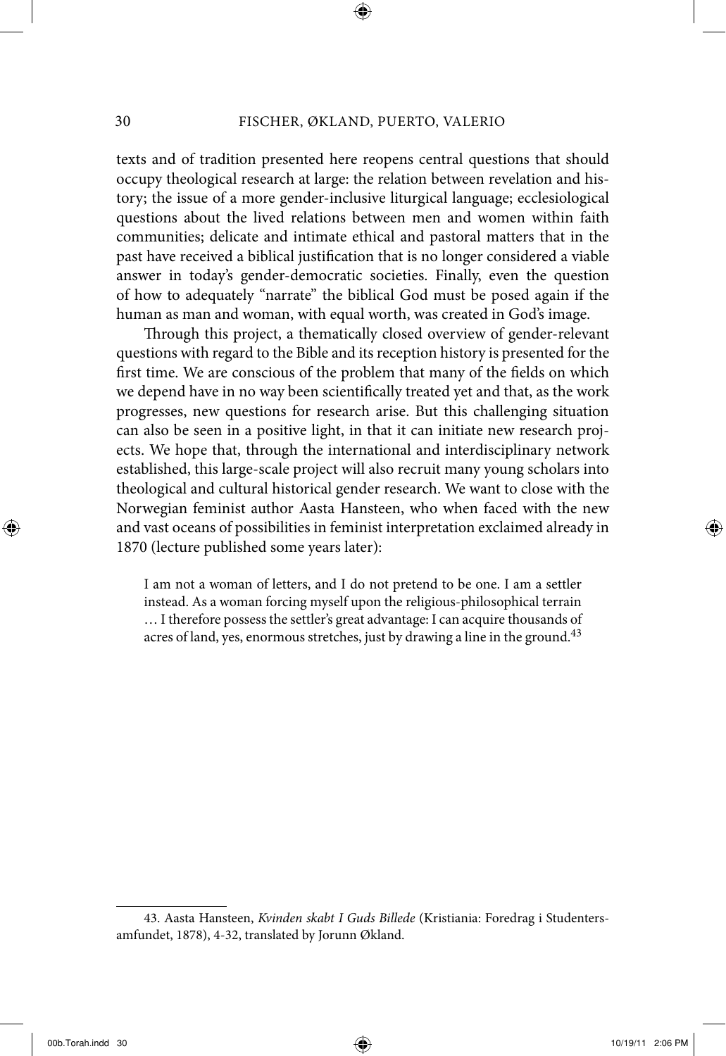texts and of tradition presented here reopens central questions that should occupy theological research at large: the relation between revelation and history; the issue of a more gender-inclusive liturgical language; ecclesiological questions about the lived relations between men and women within faith communities; delicate and intimate ethical and pastoral matters that in the past have received a biblical justification that is no longer considered a viable answer in today's gender-democratic societies. Finally, even the question of how to adequately "narrate" the biblical God must be posed again if the human as man and woman, with equal worth, was created in God's image.

Through this project, a thematically closed overview of gender-relevant questions with regard to the Bible and its reception history is presented for the first time. We are conscious of the problem that many of the fields on which we depend have in no way been scientifically treated yet and that, as the work progresses, new questions for research arise. But this challenging situation can also be seen in a positive light, in that it can initiate new research projects. We hope that, through the international and interdisciplinary network established, this large-scale project will also recruit many young scholars into theological and cultural historical gender research. We want to close with the Norwegian feminist author Aasta Hansteen, who when faced with the new and vast oceans of possibilities in feminist interpretation exclaimed already in 1870 (lecture published some years later):

> I am not a woman of letters, and I do not pretend to be one. I am a settler instead. As a woman forcing myself upon the religious-philosophical terrain … I therefore possess the settler's great advantage: I can acquire thousands of acres of land, yes, enormous stretches, just by drawing a line in the ground.[43]

---

43. Aasta Hansteen, *Kvinden skabt I Guds Billede* (Kristiania: Foredrag i Studentersamfundet, 1878), 4-32, translated by Jorunn Økland.